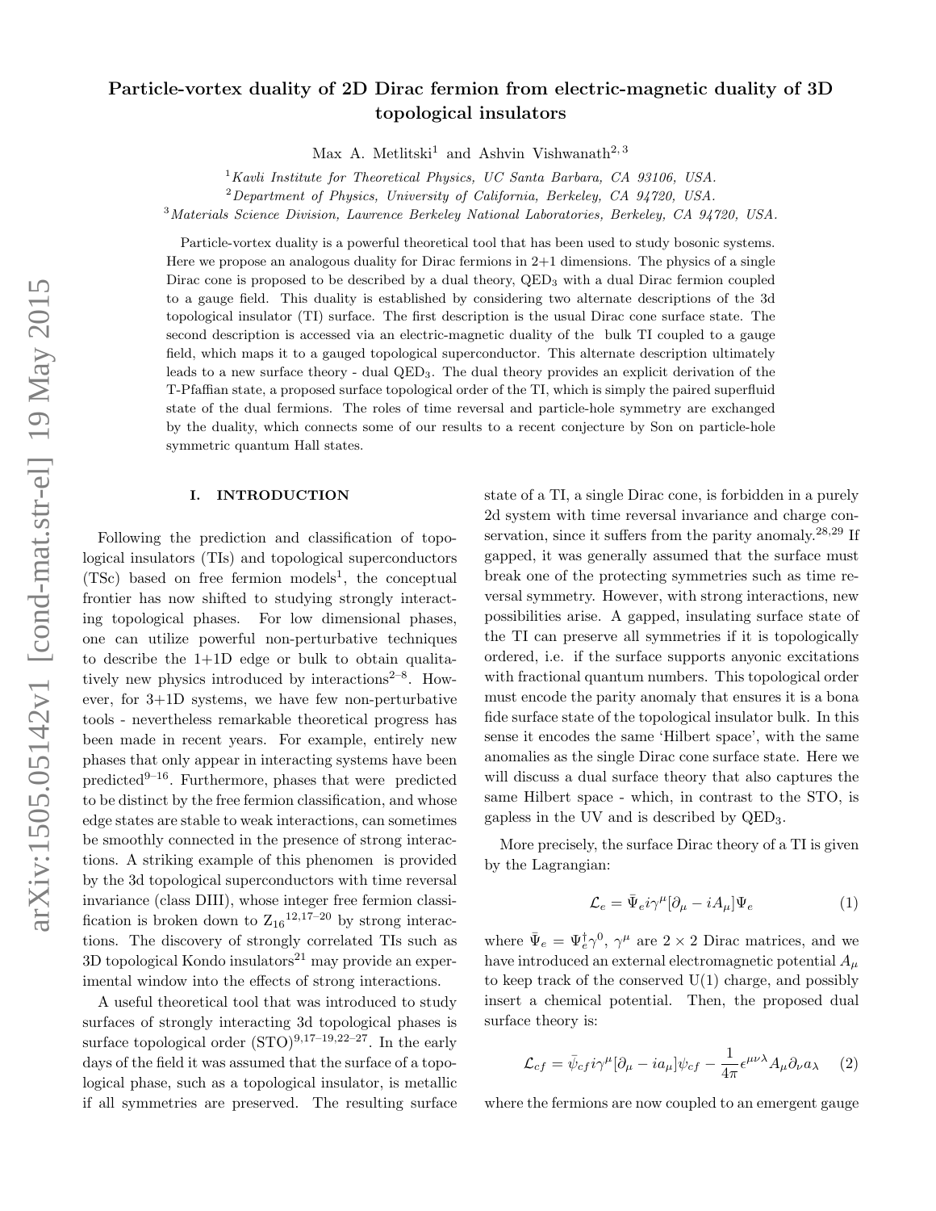# Particle-vortex duality of 2D Dirac fermion from electric-magnetic duality of 3D topological insulators

Max A. Metlitski[1] and Ashvin Vishwanath[2,3]

[1]Kavli Institute for Theoretical Physics, UC Santa Barbara, CA 93106, USA.
[2]Department of Physics, University of California, Berkeley, CA 94720, USA.
[3]Materials Science Division, Lawrence Berkeley National Laboratories, Berkeley, CA 94720, USA.

Particle-vortex duality is a powerful theoretical tool that has been used to study bosonic systems. Here we propose an analogous duality for Dirac fermions in 2+1 dimensions. The physics of a single Dirac cone is proposed to be described by a dual theory, $QED_3$ with a dual Dirac fermion coupled to a gauge field. This duality is established by considering two alternate descriptions of the 3d topological insulator (TI) surface. The first description is the usual Dirac cone surface state. The second description is accessed via an electric-magnetic duality of the bulk TI coupled to a gauge field, which maps it to a gauged topological superconductor. This alternate description ultimately leads to a new surface theory - dual $QED_3$. The dual theory provides an explicit derivation of the T-Pfaffian state, a proposed surface topological order of the TI, which is simply the paired superfluid state of the dual fermions. The roles of time reversal and particle-hole symmetry are exchanged by the duality, which connects some of our results to a recent conjecture by Son on particle-hole symmetric quantum Hall states.

## I. INTRODUCTION

Following the prediction and classification of topological insulators (TIs) and topological superconductors (TSc) based on free fermion models[1], the conceptual frontier has now shifted to studying strongly interacting topological phases. For low dimensional phases, one can utilize powerful non-perturbative techniques to describe the 1+1D edge or bulk to obtain qualitatively new physics introduced by interactions[2–8]. However, for 3+1D systems, we have few non-perturbative tools - nevertheless remarkable theoretical progress has been made in recent years. For example, entirely new phases that only appear in interacting systems have been predicted[9–16]. Furthermore, phases that were predicted to be distinct by the free fermion classification, and whose edge states are stable to weak interactions, can sometimes be smoothly connected in the presence of strong interactions. A striking example of this phenomen is provided by the 3d topological superconductors with time reversal invariance (class DIII), whose integer free fermion classification is broken down to $Z_{16}$[12,17–20] by strong interactions. The discovery of strongly correlated TIs such as 3D topological Kondo insulators[21] may provide an experimental window into the effects of strong interactions.

A useful theoretical tool that was introduced to study surfaces of strongly interacting 3d topological phases is surface topological order (STO)[9,17–19,22–27]. In the early days of the field it was assumed that the surface of a topological phase, such as a topological insulator, is metallic if all symmetries are preserved. The resulting surface state of a TI, a single Dirac cone, is forbidden in a purely 2d system with time reversal invariance and charge conservation, since it suffers from the parity anomaly.[28,29] If gapped, it was generally assumed that the surface must break one of the protecting symmetries such as time reversal symmetry. However, with strong interactions, new possibilities arise. A gapped, insulating surface state of the TI can preserve all symmetries if it is topologically ordered, i.e. if the surface supports anyonic excitations with fractional quantum numbers. This topological order must encode the parity anomaly that ensures it is a bona fide surface state of the topological insulator bulk. In this sense it encodes the same 'Hilbert space', with the same anomalies as the single Dirac cone surface state. Here we will discuss a dual surface theory that also captures the same Hilbert space - which, in contrast to the STO, is gapless in the UV and is described by $QED_3$.

More precisely, the surface Dirac theory of a TI is given by the Lagrangian:

$$\mathcal{L}_e = \bar{\Psi}_e i\gamma^\mu[\partial_\mu - iA_\mu]\Psi_e \tag{1}$$

where $\bar{\Psi}_e = \Psi_e^\dagger\gamma^0$, $\gamma^\mu$ are $2\times 2$ Dirac matrices, and we have introduced an external electromagnetic potential $A_\mu$ to keep track of the conserved U(1) charge, and possibly insert a chemical potential. Then, the proposed dual surface theory is:

$$\mathcal{L}_{cf} = \bar{\psi}_{cf} i\gamma^\mu[\partial_\mu - ia_\mu]\psi_{cf} - \frac{1}{4\pi}\epsilon^{\mu\nu\lambda}A_\mu\partial_\nu a_\lambda \tag{2}$$

where the fermions are now coupled to an emergent gauge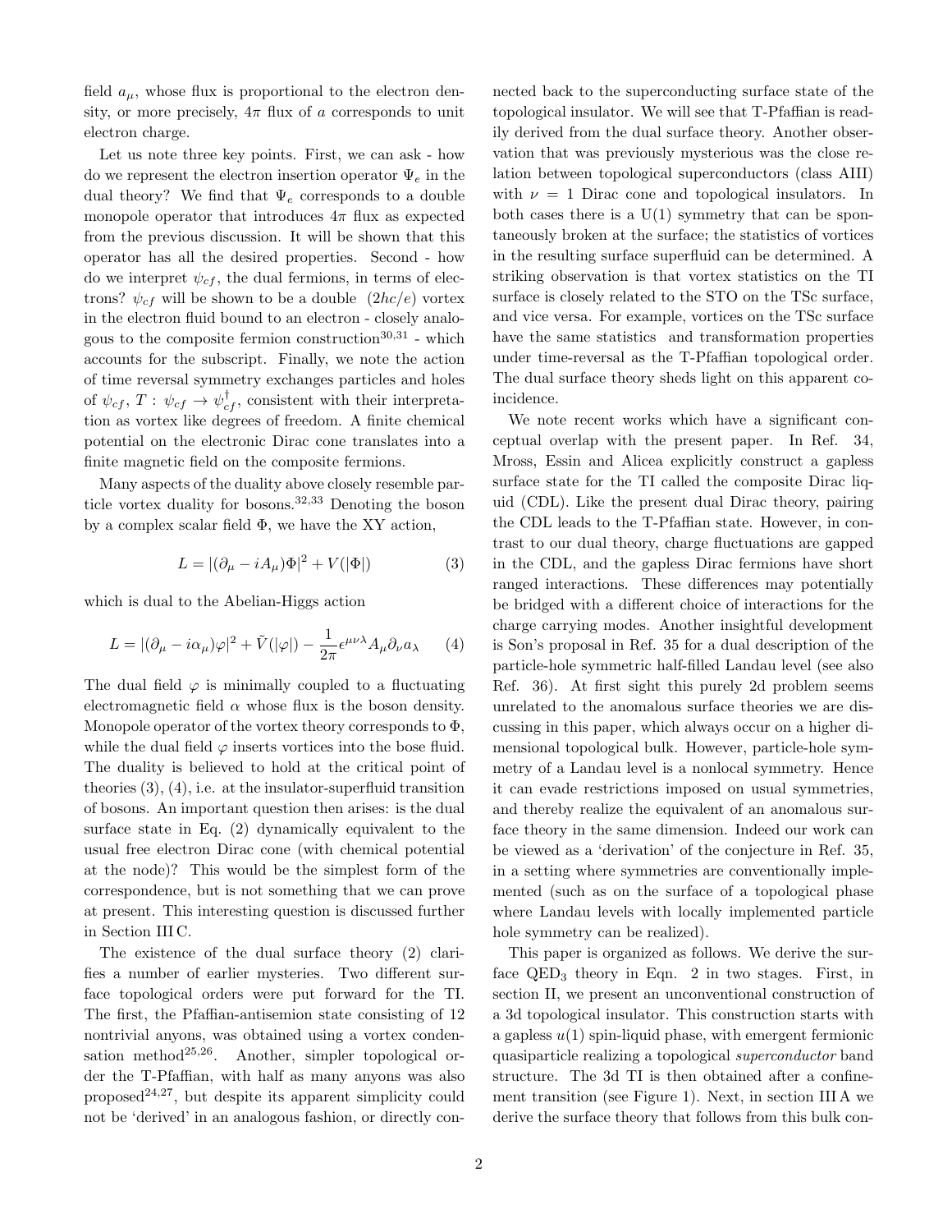field $a_\mu$, whose flux is proportional to the electron density, or more precisely, $4\pi$ flux of $a$ corresponds to unit electron charge.

Let us note three key points. First, we can ask - how do we represent the electron insertion operator $\Psi_e$ in the dual theory? We find that $\Psi_e$ corresponds to a double monopole operator that introduces $4\pi$ flux as expected from the previous discussion. It will be shown that this operator has all the desired properties. Second - how do we interpret $\psi_{cf}$, the dual fermions, in terms of electrons? $\psi_{cf}$ will be shown to be a double $(2hc/e)$ vortex in the electron fluid bound to an electron - closely analogous to the composite fermion construction[30,31] - which accounts for the subscript. Finally, we note the action of time reversal symmetry exchanges particles and holes of $\psi_{cf}$, $T: \psi_{cf} \to \psi_{cf}^\dagger$, consistent with their interpretation as vortex like degrees of freedom. A finite chemical potential on the electronic Dirac cone translates into a finite magnetic field on the composite fermions.

Many aspects of the duality above closely resemble particle vortex duality for bosons.[32,33] Denoting the boson by a complex scalar field $\Phi$, we have the XY action,

$$L = |(\partial_\mu - iA_\mu)\Phi|^2 + V(|\Phi|) \tag{3}$$

which is dual to the Abelian-Higgs action

$$L = |(\partial_\mu - i\alpha_\mu)\varphi|^2 + \tilde{V}(|\varphi|) - \frac{1}{2\pi}\epsilon^{\mu\nu\lambda}A_\mu\partial_\nu a_\lambda \tag{4}$$

The dual field $\varphi$ is minimally coupled to a fluctuating electromagnetic field $\alpha$ whose flux is the boson density. Monopole operator of the vortex theory corresponds to $\Phi$, while the dual field $\varphi$ inserts vortices into the bose fluid. The duality is believed to hold at the critical point of theories (3), (4), i.e. at the insulator-superfluid transition of bosons. An important question then arises: is the dual surface state in Eq. (2) dynamically equivalent to the usual free electron Dirac cone (with chemical potential at the node)? This would be the simplest form of the correspondence, but is not something that we can prove at present. This interesting question is discussed further in Section III C.

The existence of the dual surface theory (2) clarifies a number of earlier mysteries. Two different surface topological orders were put forward for the TI. The first, the Pfaffian-antisemion state consisting of 12 nontrivial anyons, was obtained using a vortex condensation method[25,26]. Another, simpler topological order the T-Pfaffian, with half as many anyons was also proposed[24,27], but despite its apparent simplicity could not be 'derived' in an analogous fashion, or directly connected back to the superconducting surface state of the topological insulator. We will see that T-Pfaffian is readily derived from the dual surface theory. Another observation that was previously mysterious was the close relation between topological superconductors (class AIII) with $\nu = 1$ Dirac cone and topological insulators. In both cases there is a U(1) symmetry that can be spontaneously broken at the surface; the statistics of vortices in the resulting surface superfluid can be determined. A striking observation is that vortex statistics on the TI surface is closely related to the STO on the TSc surface, and vice versa. For example, vortices on the TSc surface have the same statistics and transformation properties under time-reversal as the T-Pfaffian topological order. The dual surface theory sheds light on this apparent coincidence.

We note recent works which have a significant conceptual overlap with the present paper. In Ref. 34, Mross, Essin and Alicea explicitly construct a gapless surface state for the TI called the composite Dirac liquid (CDL). Like the present dual Dirac theory, pairing the CDL leads to the T-Pfaffian state. However, in contrast to our dual theory, charge fluctuations are gapped in the CDL, and the gapless Dirac fermions have short ranged interactions. These differences may potentially be bridged with a different choice of interactions for the charge carrying modes. Another insightful development is Son's proposal in Ref. 35 for a dual description of the particle-hole symmetric half-filled Landau level (see also Ref. 36). At first sight this purely 2d problem seems unrelated to the anomalous surface theories we are discussing in this paper, which always occur on a higher dimensional topological bulk. However, particle-hole symmetry of a Landau level is a nonlocal symmetry. Hence it can evade restrictions imposed on usual symmetries, and thereby realize the equivalent of an anomalous surface theory in the same dimension. Indeed our work can be viewed as a 'derivation' of the conjecture in Ref. 35, in a setting where symmetries are conventionally implemented (such as on the surface of a topological phase where Landau levels with locally implemented particle hole symmetry can be realized).

This paper is organized as follows. We derive the surface QED$_3$ theory in Eqn. 2 in two stages. First, in section II, we present an unconventional construction of a 3d topological insulator. This construction starts with a gapless $u(1)$ spin-liquid phase, with emergent fermionic quasiparticle realizing a topological *superconductor* band structure. The 3d TI is then obtained after a confinement transition (see Figure 1). Next, in section III A we derive the surface theory that follows from this bulk con-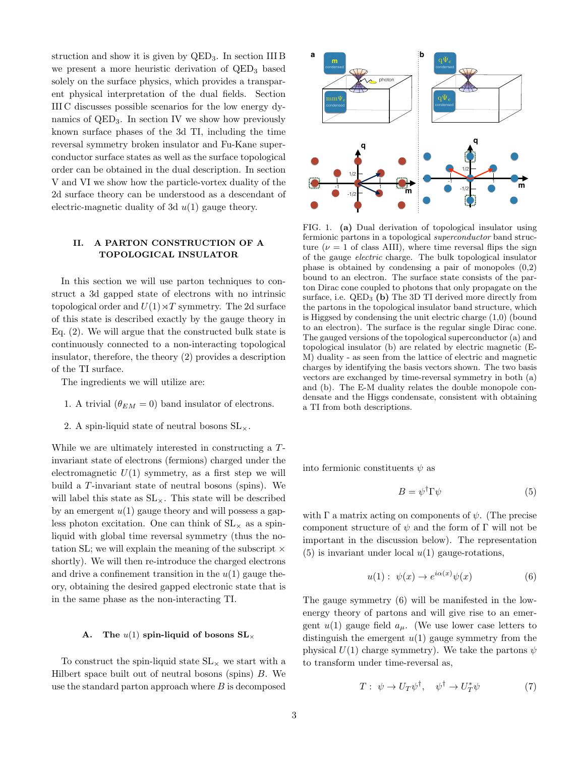struction and show it is given by QED$_3$. In section III B we present a more heuristic derivation of QED$_3$ based solely on the surface physics, which provides a transparent physical interpretation of the dual fields. Section III C discusses possible scenarios for the low energy dynamics of QED$_3$. In section IV we show how previously known surface phases of the 3d TI, including the time reversal symmetry broken insulator and Fu-Kane superconductor surface states as well as the surface topological order can be obtained in the dual description. In section V and VI we show how the particle-vortex duality of the 2d surface theory can be understood as a descendant of electric-magnetic duality of 3d $u(1)$ gauge theory.

## II. A PARTON CONSTRUCTION OF A TOPOLOGICAL INSULATOR

In this section we will use parton techniques to construct a 3d gapped state of electrons with no intrinsic topological order and $U(1)\rtimes T$ symmetry. The 2d surface of this state is described exactly by the gauge theory in Eq. (2). We will argue that the constructed bulk state is continuously connected to a non-interacting topological insulator, therefore, the theory (2) provides a description of the TI surface.

The ingredients we will utilize are:

1. A trivial ($\theta_{EM} = 0$) band insulator of electrons.
2. A spin-liquid state of neutral bosons SL$_\times$.

While we are ultimately interested in constructing a $T$-invariant state of electrons (fermions) charged under the electromagnetic $U(1)$ symmetry, as a first step we will build a $T$-invariant state of neutral bosons (spins). We will label this state as SL$_\times$. This state will be described by an emergent $u(1)$ gauge theory and will possess a gapless photon excitation. One can think of SL$_\times$ as a spin-liquid with global time reversal symmetry (thus the notation SL; we will explain the meaning of the subscript $\times$ shortly). We will then re-introduce the charged electrons and drive a confinement transition in the $u(1)$ gauge theory, obtaining the desired gapped electronic state that is in the same phase as the non-interacting TI.

### A. The $u(1)$ spin-liquid of bosons SL$_\times$

To construct the spin-liquid state SL$_\times$ we start with a Hilbert space built out of neutral bosons (spins) $B$. We use the standard parton approach where $B$ is decomposed into fermionic constituents $\psi$ as

$$B = \psi^\dagger \Gamma \psi \tag{5}$$

with $\Gamma$ a matrix acting on components of $\psi$. (The precise component structure of $\psi$ and the form of $\Gamma$ will not be important in the discussion below). The representation (5) is invariant under local $u(1)$ gauge-rotations,

$$u(1):\ \psi(x) \to e^{i\alpha(x)}\psi(x) \tag{6}$$

The gauge symmetry (6) will be manifested in the low-energy theory of partons and will give rise to an emergent $u(1)$ gauge field $a_\mu$. (We use lower case letters to distinguish the emergent $u(1)$ gauge symmetry from the physical $U(1)$ charge symmetry). We take the partons $\psi$ to transform under time-reversal as,

$$T:\ \psi \to U_T \psi^\dagger, \quad \psi^\dagger \to U_T^* \psi \tag{7}$$

FIG. 1. **(a)** Dual derivation of topological insulator using fermionic partons in a topological *superconductor* band structure ($\nu = 1$ of class AIII), where time reversal flips the sign of the gauge *electric* charge. The bulk topological insulator phase is obtained by condensing a pair of monopoles (0,2) bound to an electron. The surface state consists of the parton Dirac cone coupled to photons that only propagate on the surface, i.e. QED$_3$ **(b)** The 3D TI derived more directly from the partons in the topological insulator band structure, which is Higgsed by condensing the unit electric charge (1,0) (bound to an electron). The surface is the regular single Dirac cone. The gauged versions of the topological superconductor (a) and topological insulator (b) are related by electric magnetic (E-M) duality - as seen from the lattice of electric and magnetic charges by identifying the basis vectors shown. The two basis vectors are exchanged by time-reversal symmetry in both (a) and (b). The E-M duality relates the double monopole condensate and the Higgs condensate, consistent with obtaining a TI from both descriptions.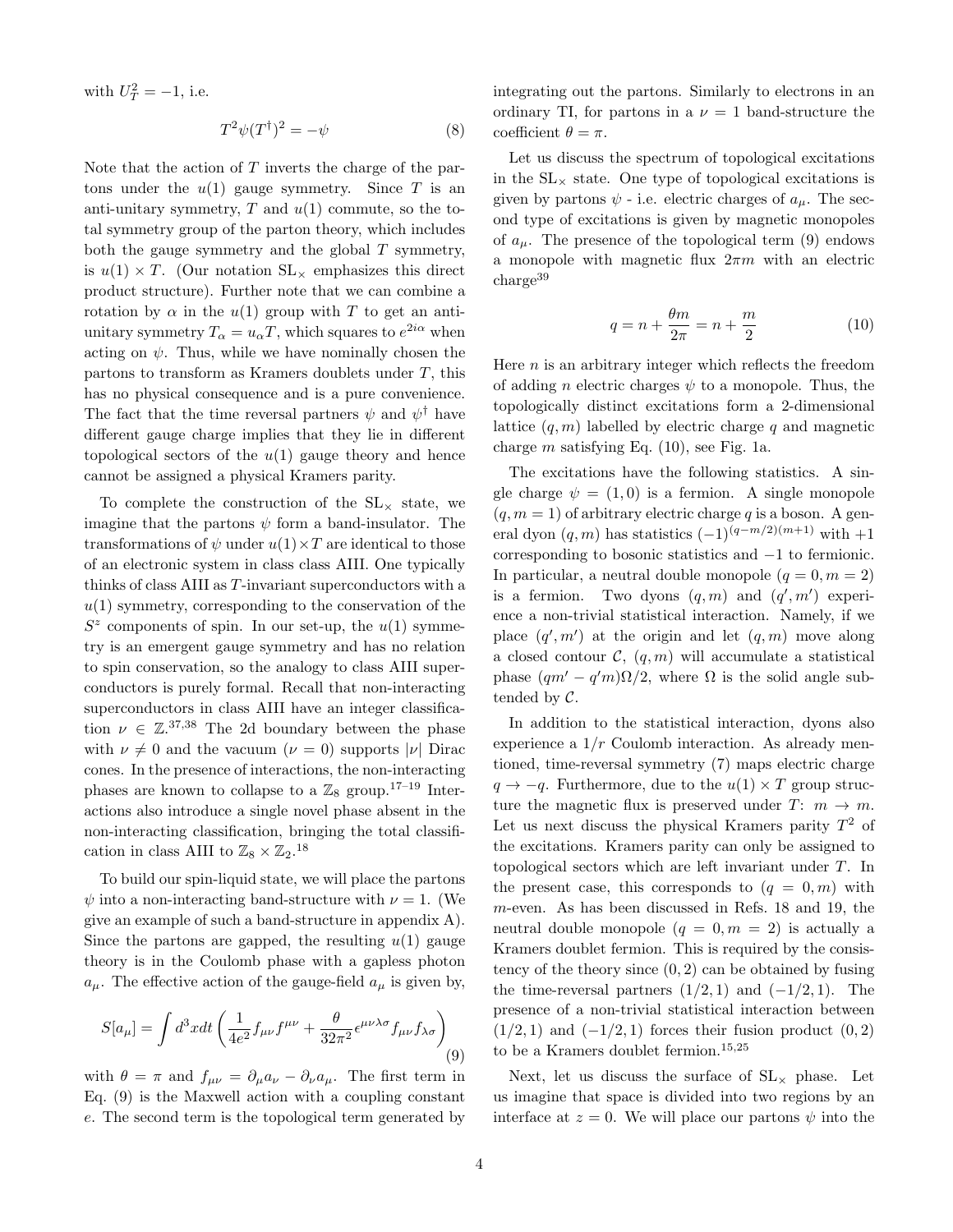with $U_T^2 = -1$, i.e.

$$T^2 \psi (T^\dagger)^2 = -\psi \tag{8}$$

Note that the action of $T$ inverts the charge of the partons under the $u(1)$ gauge symmetry. Since $T$ is an anti-unitary symmetry, $T$ and $u(1)$ commute, so the total symmetry group of the parton theory, which includes both the gauge symmetry and the global $T$ symmetry, is $u(1) \times T$. (Our notation $\mathrm{SL}_\times$ emphasizes this direct product structure). Further note that we can combine a rotation by $\alpha$ in the $u(1)$ group with $T$ to get an anti-unitary symmetry $T_\alpha = u_\alpha T$, which squares to $e^{2i\alpha}$ when acting on $\psi$. Thus, while we have nominally chosen the partons to transform as Kramers doublets under $T$, this has no physical consequence and is a pure convenience. The fact that the time reversal partners $\psi$ and $\psi^\dagger$ have different gauge charge implies that they lie in different topological sectors of the $u(1)$ gauge theory and hence cannot be assigned a physical Kramers parity.

To complete the construction of the $\mathrm{SL}_\times$ state, we imagine that the partons $\psi$ form a band-insulator. The transformations of $\psi$ under $u(1)\times T$ are identical to those of an electronic system in class class AIII. One typically thinks of class AIII as $T$-invariant superconductors with a $u(1)$ symmetry, corresponding to the conservation of the $S^z$ components of spin. In our set-up, the $u(1)$ symmetry is an emergent gauge symmetry and has no relation to spin conservation, so the analogy to class AIII superconductors is purely formal. Recall that non-interacting superconductors in class AIII have an integer classification $\nu \in \mathbb{Z}$.[37,38] The 2d boundary between the phase with $\nu \neq 0$ and the vacuum ($\nu = 0$) supports $|\nu|$ Dirac cones. In the presence of interactions, the non-interacting phases are known to collapse to a $\mathbb{Z}_8$ group.[17–19] Interactions also introduce a single novel phase absent in the non-interacting classification, bringing the total classification in class AIII to $\mathbb{Z}_8 \times \mathbb{Z}_2$.[18]

To build our spin-liquid state, we will place the partons $\psi$ into a non-interacting band-structure with $\nu = 1$. (We give an example of such a band-structure in appendix A). Since the partons are gapped, the resulting $u(1)$ gauge theory is in the Coulomb phase with a gapless photon $a_\mu$. The effective action of the gauge-field $a_\mu$ is given by,

$$S[a_\mu] = \int d^3x dt \left( \frac{1}{4e^2} f_{\mu\nu} f^{\mu\nu} + \frac{\theta}{32\pi^2} \epsilon^{\mu\nu\lambda\sigma} f_{\mu\nu} f_{\lambda\sigma} \right) \tag{9}$$

with $\theta = \pi$ and $f_{\mu\nu} = \partial_\mu a_\nu - \partial_\nu a_\mu$. The first term in Eq. (9) is the Maxwell action with a coupling constant $e$. The second term is the topological term generated by integrating out the partons. Similarly to electrons in an ordinary TI, for partons in a $\nu = 1$ band-structure the coefficient $\theta = \pi$.

Let us discuss the spectrum of topological excitations in the $\mathrm{SL}_\times$ state. One type of topological excitations is given by partons $\psi$ - i.e. electric charges of $a_\mu$. The second type of excitations is given by magnetic monopoles of $a_\mu$. The presence of the topological term (9) endows a monopole with magnetic flux $2\pi m$ with an electric charge[39]

$$q = n + \frac{\theta m}{2\pi} = n + \frac{m}{2} \tag{10}$$

Here $n$ is an arbitrary integer which reflects the freedom of adding $n$ electric charges $\psi$ to a monopole. Thus, the topologically distinct excitations form a 2-dimensional lattice $(q, m)$ labelled by electric charge $q$ and magnetic charge $m$ satisfying Eq. (10), see Fig. 1a.

The excitations have the following statistics. A single charge $\psi = (1, 0)$ is a fermion. A single monopole $(q, m = 1)$ of arbitrary electric charge $q$ is a boson. A general dyon $(q, m)$ has statistics $(-1)^{(q-m/2)(m+1)}$ with $+1$ corresponding to bosonic statistics and $-1$ to fermionic. In particular, a neutral double monopole $(q = 0, m = 2)$ is a fermion. Two dyons $(q, m)$ and $(q', m')$ experience a non-trivial statistical interaction. Namely, if we place $(q', m')$ at the origin and let $(q, m)$ move along a closed contour $\mathcal{C}$, $(q, m)$ will accumulate a statistical phase $(qm' - q'm)\Omega/2$, where $\Omega$ is the solid angle subtended by $\mathcal{C}$.

In addition to the statistical interaction, dyons also experience a $1/r$ Coulomb interaction. As already mentioned, time-reversal symmetry (7) maps electric charge $q \to -q$. Furthermore, due to the $u(1) \times T$ group structure the magnetic flux is preserved under $T$: $m \to m$. Let us next discuss the physical Kramers parity $T^2$ of the excitations. Kramers parity can only be assigned to topological sectors which are left invariant under $T$. In the present case, this corresponds to $(q = 0, m)$ with $m$-even. As has been discussed in Refs. 18 and 19, the neutral double monopole $(q = 0, m = 2)$ is actually a Kramers doublet fermion. This is required by the consistency of the theory since $(0, 2)$ can be obtained by fusing the time-reversal partners $(1/2, 1)$ and $(-1/2, 1)$. The presence of a non-trivial statistical interaction between $(1/2, 1)$ and $(-1/2, 1)$ forces their fusion product $(0, 2)$ to be a Kramers doublet fermion.[15,25]

Next, let us discuss the surface of $\mathrm{SL}_\times$ phase. Let us imagine that space is divided into two regions by an interface at $z = 0$. We will place our partons $\psi$ into the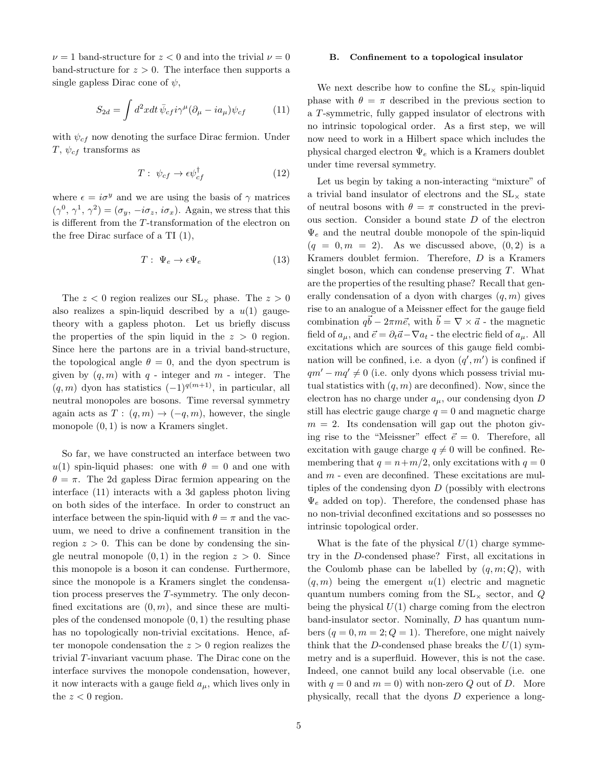$\nu = 1$ band-structure for $z < 0$ and into the trivial $\nu = 0$ band-structure for $z > 0$. The interface then supports a single gapless Dirac cone of $\psi$,

$$S_{2d} = \int d^2x dt\, \bar{\psi}_{cf} i\gamma^\mu (\partial_\mu - i a_\mu)\psi_{cf} \tag{11}$$

with $\psi_{cf}$ now denoting the surface Dirac fermion. Under $T$, $\psi_{cf}$ transforms as

$$T:\ \psi_{cf} \to \epsilon \psi^\dagger_{cf} \tag{12}$$

where $\epsilon = i\sigma^y$ and we are using the basis of $\gamma$ matrices $(\gamma^0, \gamma^1, \gamma^2) = (\sigma_y, -i\sigma_z, i\sigma_x)$. Again, we stress that this is different from the $T$-transformation of the electron on the free Dirac surface of a TI (1),

$$T:\ \Psi_e \to \epsilon \Psi_e \tag{13}$$

The $z < 0$ region realizes our $\text{SL}_\times$ phase. The $z > 0$ also realizes a spin-liquid described by a $u(1)$ gauge-theory with a gapless photon. Let us briefly discuss the properties of the spin liquid in the $z > 0$ region. Since here the partons are in a trivial band-structure, the topological angle $\theta = 0$, and the dyon spectrum is given by $(q, m)$ with $q$ - integer and $m$ - integer. The $(q, m)$ dyon has statistics $(-1)^{q(m+1)}$, in particular, all neutral monopoles are bosons. Time reversal symmetry again acts as $T: (q, m) \to (-q, m)$, however, the single monopole $(0, 1)$ is now a Kramers singlet.

So far, we have constructed an interface between two $u(1)$ spin-liquid phases: one with $\theta = 0$ and one with $\theta = \pi$. The 2d gapless Dirac fermion appearing on the interface (11) interacts with a 3d gapless photon living on both sides of the interface. In order to construct an interface between the spin-liquid with $\theta = \pi$ and the vacuum, we need to drive a confinement transition in the region $z > 0$. This can be done by condensing the single neutral monopole $(0, 1)$ in the region $z > 0$. Since this monopole is a boson it can condense. Furthermore, since the monopole is a Kramers singlet the condensation process preserves the $T$-symmetry. The only deconfined excitations are $(0, m)$, and since these are multiples of the condensed monopole $(0, 1)$ the resulting phase has no topologically non-trivial excitations. Hence, after monopole condensation the $z > 0$ region realizes the trivial $T$-invariant vacuum phase. The Dirac cone on the interface survives the monopole condensation, however, it now interacts with a gauge field $a_\mu$, which lives only in the $z < 0$ region.

### B. Confinement to a topological insulator

We next describe how to confine the $\text{SL}_\times$ spin-liquid phase with $\theta = \pi$ described in the previous section to a $T$-symmetric, fully gapped insulator of electrons with no intrinsic topological order. As a first step, we will now need to work in a Hilbert space which includes the physical charged electron $\Psi_e$ which is a Kramers doublet under time reversal symmetry.

Let us begin by taking a non-interacting "mixture" of a trivial band insulator of electrons and the $\text{SL}_\times$ state of neutral bosons with $\theta = \pi$ constructed in the previous section. Consider a bound state $D$ of the electron $\Psi_e$ and the neutral double monopole of the spin-liquid $(q = 0, m = 2)$. As we discussed above, $(0, 2)$ is a Kramers doublet fermion. Therefore, $D$ is a Kramers singlet boson, which can condense preserving $T$. What are the properties of the resulting phase? Recall that generally condensation of a dyon with charges $(q, m)$ gives rise to an analogue of a Meissner effect for the gauge field combination $q\vec{b} - 2\pi m\vec{e}$, with $\vec{b} = \nabla \times \vec{a}$ - the magnetic field of $a_\mu$, and $\vec{e} = \partial_t \vec{a} - \nabla a_t$ - the electric field of $a_\mu$. All excitations which are sources of this gauge field combination will be confined, i.e. a dyon $(q', m')$ is confined if $qm' - mq' \neq 0$ (i.e. only dyons which possess trivial mutual statistics with $(q, m)$ are deconfined). Now, since the electron has no charge under $a_\mu$, our condensing dyon $D$ still has electric gauge charge $q = 0$ and magnetic charge $m = 2$. Its condensation will gap out the photon giving rise to the "Meissner" effect $\vec{e} = 0$. Therefore, all excitation with gauge charge $q \neq 0$ will be confined. Remembering that $q = n + m/2$, only excitations with $q = 0$ and $m$ - even are deconfined. These excitations are multiples of the condensing dyon $D$ (possibly with electrons $\Psi_e$ added on top). Therefore, the condensed phase has no non-trivial deconfined excitations and so possesses no intrinsic topological order.

What is the fate of the physical $U(1)$ charge symmetry in the $D$-condensed phase? First, all excitations in the Coulomb phase can be labelled by $(q, m; Q)$, with $(q, m)$ being the emergent $u(1)$ electric and magnetic quantum numbers coming from the $\text{SL}_\times$ sector, and $Q$ being the physical $U(1)$ charge coming from the electron band-insulator sector. Nominally, $D$ has quantum numbers $(q = 0, m = 2; Q = 1)$. Therefore, one might naively think that the $D$-condensed phase breaks the $U(1)$ symmetry and is a superfluid. However, this is not the case. Indeed, one cannot build any local observable (i.e. one with $q = 0$ and $m = 0$) with non-zero $Q$ out of $D$. More physically, recall that the dyons $D$ experience a long-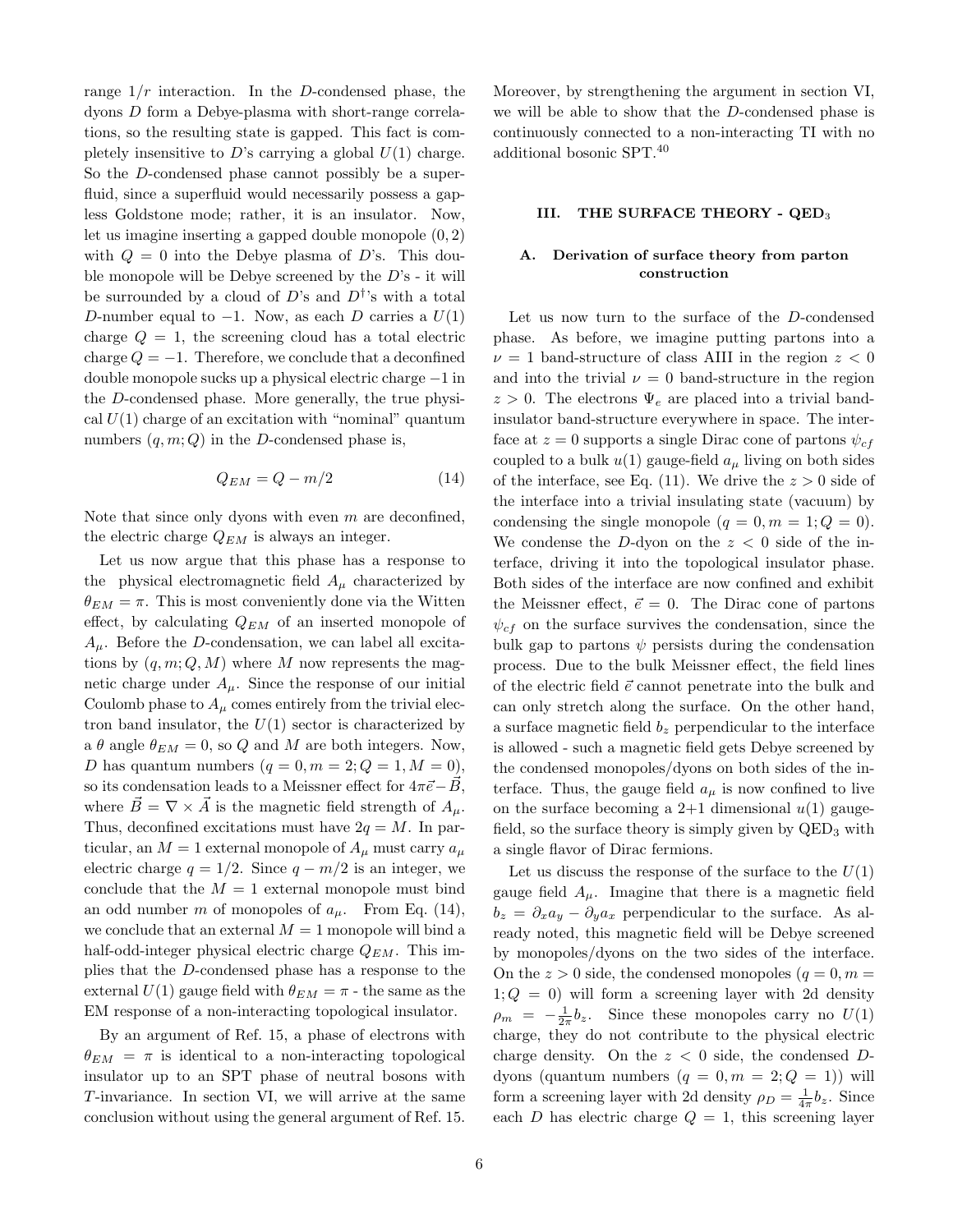range $1/r$ interaction. In the $D$-condensed phase, the dyons $D$ form a Debye-plasma with short-range correlations, so the resulting state is gapped. This fact is completely insensitive to $D$'s carrying a global $U(1)$ charge. So the $D$-condensed phase cannot possibly be a superfluid, since a superfluid would necessarily possess a gapless Goldstone mode; rather, it is an insulator. Now, let us imagine inserting a gapped double monopole $(0, 2)$ with $Q = 0$ into the Debye plasma of $D$'s. This double monopole will be Debye screened by the $D$'s - it will be surrounded by a cloud of $D$'s and $D^\dagger$'s with a total $D$-number equal to $-1$. Now, as each $D$ carries a $U(1)$ charge $Q = 1$, the screening cloud has a total electric charge $Q = -1$. Therefore, we conclude that a deconfined double monopole sucks up a physical electric charge $-1$ in the $D$-condensed phase. More generally, the true physical $U(1)$ charge of an excitation with "nominal" quantum numbers $(q, m; Q)$ in the $D$-condensed phase is,

$$Q_{EM} = Q - m/2 \tag{14}$$

Note that since only dyons with even $m$ are deconfined, the electric charge $Q_{EM}$ is always an integer.

Let us now argue that this phase has a response to the physical electromagnetic field $A_\mu$ characterized by $\theta_{EM} = \pi$. This is most conveniently done via the Witten effect, by calculating $Q_{EM}$ of an inserted monopole of $A_\mu$. Before the $D$-condensation, we can label all excitations by $(q, m; Q, M)$ where $M$ now represents the magnetic charge under $A_\mu$. Since the response of our initial Coulomb phase to $A_\mu$ comes entirely from the trivial electron band insulator, the $U(1)$ sector is characterized by a $\theta$ angle $\theta_{EM} = 0$, so $Q$ and $M$ are both integers. Now, $D$ has quantum numbers $(q = 0, m = 2; Q = 1, M = 0)$, so its condensation leads to a Meissner effect for $4\pi\vec{e} - \vec{B}$, where $\vec{B} = \nabla \times \vec{A}$ is the magnetic field strength of $A_\mu$. Thus, deconfined excitations must have $2q = M$. In particular, an $M = 1$ external monopole of $A_\mu$ must carry $a_\mu$ electric charge $q = 1/2$. Since $q - m/2$ is an integer, we conclude that the $M = 1$ external monopole must bind an odd number $m$ of monopoles of $a_\mu$. From Eq. (14), we conclude that an external $M = 1$ monopole will bind a half-odd-integer physical electric charge $Q_{EM}$. This implies that the $D$-condensed phase has a response to the external $U(1)$ gauge field with $\theta_{EM} = \pi$ - the same as the EM response of a non-interacting topological insulator.

By an argument of Ref. 15, a phase of electrons with $\theta_{EM} = \pi$ is identical to a non-interacting topological insulator up to an SPT phase of neutral bosons with $T$-invariance. In section VI, we will arrive at the same conclusion without using the general argument of Ref. 15. Moreover, by strengthening the argument in section VI, we will be able to show that the $D$-condensed phase is continuously connected to a non-interacting TI with no additional bosonic SPT.[40]

## III. THE SURFACE THEORY - QED$_3$

### A. Derivation of surface theory from parton construction

Let us now turn to the surface of the $D$-condensed phase. As before, we imagine putting partons into a $\nu = 1$ band-structure of class AIII in the region $z < 0$ and into the trivial $\nu = 0$ band-structure in the region $z > 0$. The electrons $\Psi_e$ are placed into a trivial band-insulator band-structure everywhere in space. The interface at $z = 0$ supports a single Dirac cone of partons $\psi_{cf}$ coupled to a bulk $u(1)$ gauge-field $a_\mu$ living on both sides of the interface, see Eq. (11). We drive the $z > 0$ side of the interface into a trivial insulating state (vacuum) by condensing the single monopole $(q = 0, m = 1; Q = 0)$. We condense the $D$-dyon on the $z < 0$ side of the interface, driving it into the topological insulator phase. Both sides of the interface are now confined and exhibit the Meissner effect, $\vec{e} = 0$. The Dirac cone of partons $\psi_{cf}$ on the surface survives the condensation, since the bulk gap to partons $\psi$ persists during the condensation process. Due to the bulk Meissner effect, the field lines of the electric field $\vec{e}$ cannot penetrate into the bulk and can only stretch along the surface. On the other hand, a surface magnetic field $b_z$ perpendicular to the interface is allowed - such a magnetic field gets Debye screened by the condensed monopoles/dyons on both sides of the interface. Thus, the gauge field $a_\mu$ is now confined to live on the surface becoming a 2+1 dimensional $u(1)$ gauge-field, so the surface theory is simply given by QED$_3$ with a single flavor of Dirac fermions.

Let us discuss the response of the surface to the $U(1)$ gauge field $A_\mu$. Imagine that there is a magnetic field $b_z = \partial_x a_y - \partial_y a_x$ perpendicular to the surface. As already noted, this magnetic field will be Debye screened by monopoles/dyons on the two sides of the interface. On the $z > 0$ side, the condensed monopoles $(q = 0, m = 1; Q = 0)$ will form a screening layer with 2d density $\rho_m = -\frac{1}{2\pi} b_z$. Since these monopoles carry no $U(1)$ charge, they do not contribute to the physical electric charge density. On the $z < 0$ side, the condensed $D$-dyons (quantum numbers $(q = 0, m = 2; Q = 1)$) will form a screening layer with 2d density $\rho_D = \frac{1}{4\pi} b_z$. Since each $D$ has electric charge $Q = 1$, this screening layer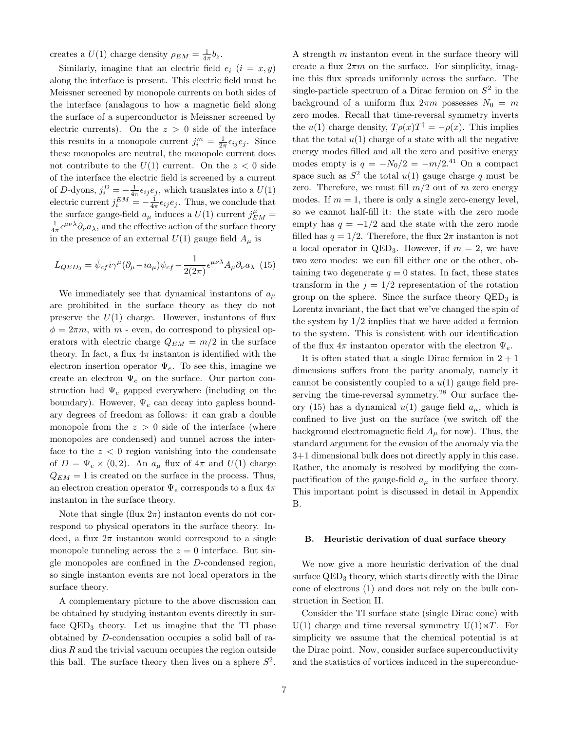creates a $U(1)$ charge density $\rho_{EM} = \frac{1}{4\pi} b_z$.

Similarly, imagine that an electric field $e_i$ ($i = x, y$) along the interface is present. This electric field must be Meissner screened by monopole currents on both sides of the interface (analagous to how a magnetic field along the surface of a superconductor is Meissner screened by electric currents). On the $z > 0$ side of the interface this results in a monopole current $j^m_i = \frac{1}{2\pi}\epsilon_{ij} e_j$. Since these monopoles are neutral, the monopole current does not contribute to the $U(1)$ current. On the $z < 0$ side of the interface the electric field is screened by a current of $D$-dyons, $j^D_i = -\frac{1}{4\pi}\epsilon_{ij} e_j$, which translates into a $U(1)$ electric current $j^{EM}_i = -\frac{1}{4\pi}\epsilon_{ij} e_j$. Thus, we conclude that the surface gauge-field $a_\mu$ induces a $U(1)$ current $j^\mu_{EM} = \frac{1}{4\pi}\epsilon^{\mu\nu\lambda}\partial_\nu a_\lambda$, and the effective action of the surface theory in the presence of an external $U(1)$ gauge field $A_\mu$ is

$$L_{QED_3} = \bar{\psi}_{cf} i\gamma^\mu(\partial_\mu - i a_\mu)\psi_{cf} - \frac{1}{2(2\pi)}\epsilon^{\mu\nu\lambda} A_\mu \partial_\nu a_\lambda \quad (15)$$

We immediately see that dynamical instantons of $a_\mu$ are prohibited in the surface theory as they do not preserve the $U(1)$ charge. However, instantons of flux $\phi = 2\pi m$, with $m$ - even, do correspond to physical operators with electric charge $Q_{EM} = m/2$ in the surface theory. In fact, a flux $4\pi$ instanton is identified with the electron insertion operator $\Psi_e$. To see this, imagine we create an electron $\Psi_e$ on the surface. Our parton construction had $\Psi_e$ gapped everywhere (including on the boundary). However, $\Psi_e$ can decay into gapless boundary degrees of freedom as follows: it can grab a double monopole from the $z > 0$ side of the interface (where monopoles are condensed) and tunnel across the interface to the $z < 0$ region vanishing into the condensate of $D = \Psi_e \times (0, 2)$. An $a_\mu$ flux of $4\pi$ and $U(1)$ charge $Q_{EM} = 1$ is created on the surface in the process. Thus, an electron creation operator $\Psi_e$ corresponds to a flux $4\pi$ instanton in the surface theory.

Note that single (flux $2\pi$) instanton events do not correspond to physical operators in the surface theory. Indeed, a flux $2\pi$ instanton would correspond to a single monopole tunneling across the $z = 0$ interface. But single monopoles are confined in the $D$-condensed region, so single instanton events are not local operators in the surface theory.

A complementary picture to the above discussion can be obtained by studying instanton events directly in surface QED$_3$ theory. Let us imagine that the TI phase obtained by $D$-condensation occupies a solid ball of radius $R$ and the trivial vacuum occupies the region outside this ball. The surface theory then lives on a sphere $S^2$. A strength $m$ instanton event in the surface theory will create a flux $2\pi m$ on the surface. For simplicity, imagine this flux spreads uniformly across the surface. The single-particle spectrum of a Dirac fermion on $S^2$ in the background of a uniform flux $2\pi m$ possesses $N_0 = m$ zero modes. Recall that time-reversal symmetry inverts the $u(1)$ charge density, $T\rho(x)T^\dagger = -\rho(x)$. This implies that the total $u(1)$ charge of a state with all the negative energy modes filled and all the zero and positive energy modes empty is $q = -N_0/2 = -m/2$.[41] On a compact space such as $S^2$ the total $u(1)$ gauge charge $q$ must be zero. Therefore, we must fill $m/2$ out of $m$ zero energy modes. If $m = 1$, there is only a single zero-energy level, so we cannot half-fill it: the state with the zero mode empty has $q = -1/2$ and the state with the zero mode filled has $q = 1/2$. Therefore, the flux $2\pi$ instanton is not a local operator in QED$_3$. However, if $m = 2$, we have two zero modes: we can fill either one or the other, obtaining two degenerate $q = 0$ states. In fact, these states transform in the $j = 1/2$ representation of the rotation group on the sphere. Since the surface theory QED$_3$ is Lorentz invariant, the fact that we've changed the spin of the system by $1/2$ implies that we have added a fermion to the system. This is consistent with our identification of the flux $4\pi$ instanton operator with the electron $\Psi_e$.

It is often stated that a single Dirac fermion in $2+1$ dimensions suffers from the parity anomaly, namely it cannot be consistently coupled to a $u(1)$ gauge field preserving the time-reversal symmetry.[28] Our surface theory (15) has a dynamical $u(1)$ gauge field $a_\mu$, which is confined to live just on the surface (we switch off the background electromagnetic field $A_\mu$ for now). Thus, the standard argument for the evasion of the anomaly via the 3+1 dimensional bulk does not directly apply in this case. Rather, the anomaly is resolved by modifying the compactification of the gauge-field $a_\mu$ in the surface theory. This important point is discussed in detail in Appendix B.

### B. Heuristic derivation of dual surface theory

We now give a more heuristic derivation of the dual surface QED$_3$ theory, which starts directly with the Dirac cone of electrons (1) and does not rely on the bulk construction in Section II.

Consider the TI surface state (single Dirac cone) with U(1) charge and time reversal symmetry U(1)$\rtimes T$. For simplicity we assume that the chemical potential is at the Dirac point. Now, consider surface superconductivity and the statistics of vortices induced in the superconduc-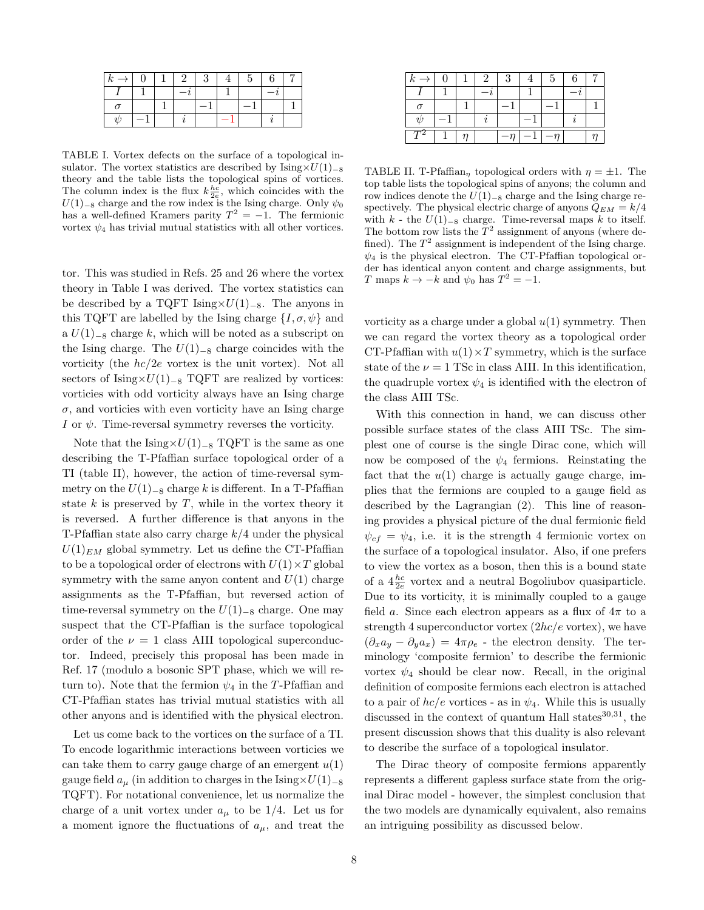| $k \rightarrow$ | 0 | 1 | 2 | 3 | 4 | 5 | 6 | 7 |
|---|---|---|---|---|---|---|---|---|
| $I$ | 1 | | $-i$ | | 1 | | $-i$ | |
| $\sigma$ | | 1 | | $-1$ | | $-1$ | | 1 |
| $\psi$ | $-1$ | | $i$ | | $-1$ | | $i$ | |

TABLE I. Vortex defects on the surface of a topological insulator. The vortex statistics are described by Ising$\times U(1)_{-8}$ theory and the table lists the topological spins of vortices. The column index is the flux $k\frac{hc}{2e}$, which coincides with the $U(1)_{-8}$ charge and the row index is the Ising charge. Only $\psi_0$ has a well-defined Kramers parity $T^2 = -1$. The fermionic vortex $\psi_4$ has trivial mutual statistics with all other vortices.

| $k \rightarrow$ | 0 | 1 | 2 | 3 | 4 | 5 | 6 | 7 |
|---|---|---|---|---|---|---|---|---|
| $I$ | 1 | | $-i$ | | 1 | | $-i$ | |
| $\sigma$ | | 1 | | $-1$ | | $-1$ | | 1 |
| $\psi$ | $-1$ | | $i$ | | $-1$ | | $i$ | |
| $T^2$ | 1 | $\eta$ | | $-\eta$ | $-1$ | $-\eta$ | | $\eta$ |

TABLE II. T-Pfaffian$_\eta$ topological orders with $\eta = \pm 1$. The top table lists the topological spins of anyons; the column and row indices denote the $U(1)_{-8}$ charge and the Ising charge respectively. The physical electric charge of anyons $Q_{EM} = k/4$ with $k$ - the $U(1)_{-8}$ charge. Time-reversal maps $k$ to itself. The bottom row lists the $T^2$ assignment of anyons (where defined). The $T^2$ assignment is independent of the Ising charge. $\psi_4$ is the physical electron. The CT-Pfaffian topological order has identical anyon content and charge assignments, but $T$ maps $k \rightarrow -k$ and $\psi_0$ has $T^2 = -1$.

tor. This was studied in Refs. 25 and 26 where the vortex theory in Table I was derived. The vortex statistics can be described by a TQFT Ising$\times U(1)_{-8}$. The anyons in this TQFT are labelled by the Ising charge $\{I, \sigma, \psi\}$ and a $U(1)_{-8}$ charge $k$, which will be noted as a subscript on the Ising charge. The $U(1)_{-8}$ charge coincides with the vorticity (the $hc/2e$ vortex is the unit vortex). Not all sectors of Ising$\times U(1)_{-8}$ TQFT are realized by vortices: vorticies with odd vorticity always have an Ising charge $\sigma$, and vorticies with even vorticity have an Ising charge $I$ or $\psi$. Time-reversal symmetry reverses the vorticity.

Note that the Ising$\times U(1)_{-8}$ TQFT is the same as one describing the T-Pfaffian surface topological order of a TI (table II), however, the action of time-reversal symmetry on the $U(1)_{-8}$ charge $k$ is different. In a T-Pfaffian state $k$ is preserved by $T$, while in the vortex theory it is reversed. A further difference is that anyons in the T-Pfaffian state also carry charge $k/4$ under the physical $U(1)_{EM}$ global symmetry. Let us define the CT-Pfaffian to be a topological order of electrons with $U(1) \times T$ global symmetry with the same anyon content and $U(1)$ charge assignments as the T-Pfaffian, but reversed action of time-reversal symmetry on the $U(1)_{-8}$ charge. One may suspect that the CT-Pfaffian is the surface topological order of the $\nu = 1$ class AIII topological superconductor. Indeed, precisely this proposal has been made in Ref. 17 (modulo a bosonic SPT phase, which we will return to). Note that the fermion $\psi_4$ in the $T$-Pfaffian and CT-Pfaffian states has trivial mutual statistics with all other anyons and is identified with the physical electron.

Let us come back to the vortices on the surface of a TI. To encode logarithmic interactions between vorticies we can take them to carry gauge charge of an emergent $u(1)$ gauge field $a_\mu$ (in addition to charges in the Ising$\times U(1)_{-8}$ TQFT). For notational convenience, let us normalize the charge of a unit vortex under $a_\mu$ to be $1/4$. Let us for a moment ignore the fluctuations of $a_\mu$, and treat the vorticity as a charge under a global $u(1)$ symmetry. Then we can regard the vortex theory as a topological order CT-Pfaffian with $u(1) \times T$ symmetry, which is the surface state of the $\nu = 1$ TSc in class AIII. In this identification, the quadruple vortex $\psi_4$ is identified with the electron of the class AIII TSc.

With this connection in hand, we can discuss other possible surface states of the class AIII TSc. The simplest one of course is the single Dirac cone, which will now be composed of the $\psi_4$ fermions. Reinstating the fact that the $u(1)$ charge is actually gauge charge, implies that the fermions are coupled to a gauge field as described by the Lagrangian (2). This line of reasoning provides a physical picture of the dual fermionic field $\psi_{cf} = \psi_4$, i.e. it is the strength 4 fermionic vortex on the surface of a topological insulator. Also, if one prefers to view the vortex as a boson, then this is a bound state of a $4\frac{hc}{2e}$ vortex and a neutral Bogoliubov quasiparticle. Due to its vorticity, it is minimally coupled to a gauge field $a$. Since each electron appears as a flux of $4\pi$ to a strength 4 superconductor vortex ($2hc/e$ vortex), we have $(\partial_x a_y - \partial_y a_x) = 4\pi\rho_e$ - the electron density. The terminology 'composite fermion' to describe the fermionic vortex $\psi_4$ should be clear now. Recall, in the original definition of composite fermions each electron is attached to a pair of $hc/e$ vortices - as in $\psi_4$. While this is usually discussed in the context of quantum Hall states[30,31], the present discussion shows that this duality is also relevant to describe the surface of a topological insulator.

The Dirac theory of composite fermions apparently represents a different gapless surface state from the original Dirac model - however, the simplest conclusion that the two models are dynamically equivalent, also remains an intriguing possibility as discussed below.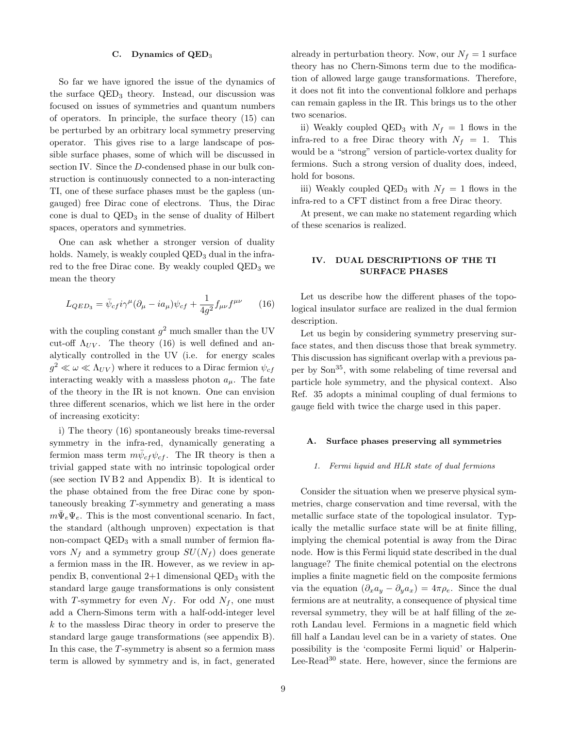### C. Dynamics of QED$_3$

So far we have ignored the issue of the dynamics of the surface QED$_3$ theory. Instead, our discussion was focused on issues of symmetries and quantum numbers of operators. In principle, the surface theory (15) can be perturbed by an orbitrary local symmetry preserving operator. This gives rise to a large landscape of possible surface phases, some of which will be discussed in section IV. Since the $D$-condensed phase in our bulk construction is continuously connected to a non-interacting TI, one of these surface phases must be the gapless (ungauged) free Dirac cone of electrons. Thus, the Dirac cone is dual to QED$_3$ in the sense of duality of Hilbert spaces, operators and symmetries.

One can ask whether a stronger version of duality holds. Namely, is weakly coupled QED$_3$ dual in the infra-red to the free Dirac cone. By weakly coupled QED$_3$ we mean the theory

$$L_{QED_3} = \bar{\psi}_{cf} i\gamma^\mu(\partial_\mu - ia_\mu)\psi_{cf} + \frac{1}{4g^2} f_{\mu\nu}f^{\mu\nu} \qquad (16)$$

with the coupling constant $g^2$ much smaller than the UV cut-off $\Lambda_{UV}$. The theory (16) is well defined and analytically controlled in the UV (i.e. for energy scales $g^2 \ll \omega \ll \Lambda_{UV}$) where it reduces to a Dirac fermion $\psi_{cf}$ interacting weakly with a massless photon $a_\mu$. The fate of the theory in the IR is not known. One can envision three different scenarios, which we list here in the order of increasing exoticity:

i) The theory (16) spontaneously breaks time-reversal symmetry in the infra-red, dynamically generating a fermion mass term $m\bar{\psi}_{cf}\psi_{cf}$. The IR theory is then a trivial gapped state with no intrinsic topological order (see section IV B 2 and Appendix B). It is identical to the phase obtained from the free Dirac cone by spontaneously breaking $T$-symmetry and generating a mass $m\bar{\Psi}_e\Psi_e$. This is the most conventional scenario. In fact, the standard (although unproven) expectation is that non-compact QED$_3$ with a small number of fermion flavors $N_f$ and a symmetry group $SU(N_f)$ does generate a fermion mass in the IR. However, as we review in appendix B, conventional 2+1 dimensional QED$_3$ with the standard large gauge transformations is only consistent with $T$-symmetry for even $N_f$. For odd $N_f$, one must add a Chern-Simons term with a half-odd-integer level $k$ to the massless Dirac theory in order to preserve the standard large gauge transformations (see appendix B). In this case, the $T$-symmetry is absent so a fermion mass term is allowed by symmetry and is, in fact, generated already in perturbation theory. Now, our $N_f = 1$ surface theory has no Chern-Simons term due to the modification of allowed large gauge transformations. Therefore, it does not fit into the conventional folklore and perhaps can remain gapless in the IR. This brings us to the other two scenarios.

ii) Weakly coupled QED$_3$ with $N_f = 1$ flows in the infra-red to a free Dirac theory with $N_f = 1$. This would be a "strong" version of particle-vortex duality for fermions. Such a strong version of duality does, indeed, hold for bosons.

iii) Weakly coupled QED$_3$ with $N_f = 1$ flows in the infra-red to a CFT distinct from a free Dirac theory.

At present, we can make no statement regarding which of these scenarios is realized.

## IV. DUAL DESCRIPTIONS OF THE TI SURFACE PHASES

Let us describe how the different phases of the topological insulator surface are realized in the dual fermion description.

Let us begin by considering symmetry preserving surface states, and then discuss those that break symmetry. This discussion has significant overlap with a previous paper by Son[35], with some relabeling of time reversal and particle hole symmetry, and the physical context. Also Ref. 35 adopts a minimal coupling of dual fermions to gauge field with twice the charge used in this paper.

### A. Surface phases preserving all symmetries

#### 1. Fermi liquid and HLR state of dual fermions

Consider the situation when we preserve physical symmetries, charge conservation and time reversal, with the metallic surface state of the topological insulator. Typically the metallic surface state will be at finite filling, implying the chemical potential is away from the Dirac node. How is this Fermi liquid state described in the dual language? The finite chemical potential on the electrons implies a finite magnetic field on the composite fermions via the equation $(\partial_x a_y - \partial_y a_x) = 4\pi\rho_e$. Since the dual fermions are at neutrality, a consequence of physical time reversal symmetry, they will be at half filling of the zeroth Landau level. Fermions in a magnetic field which fill half a Landau level can be in a variety of states. One possibility is the 'composite Fermi liquid' or Halperin-Lee-Read[30] state. Here, however, since the fermions are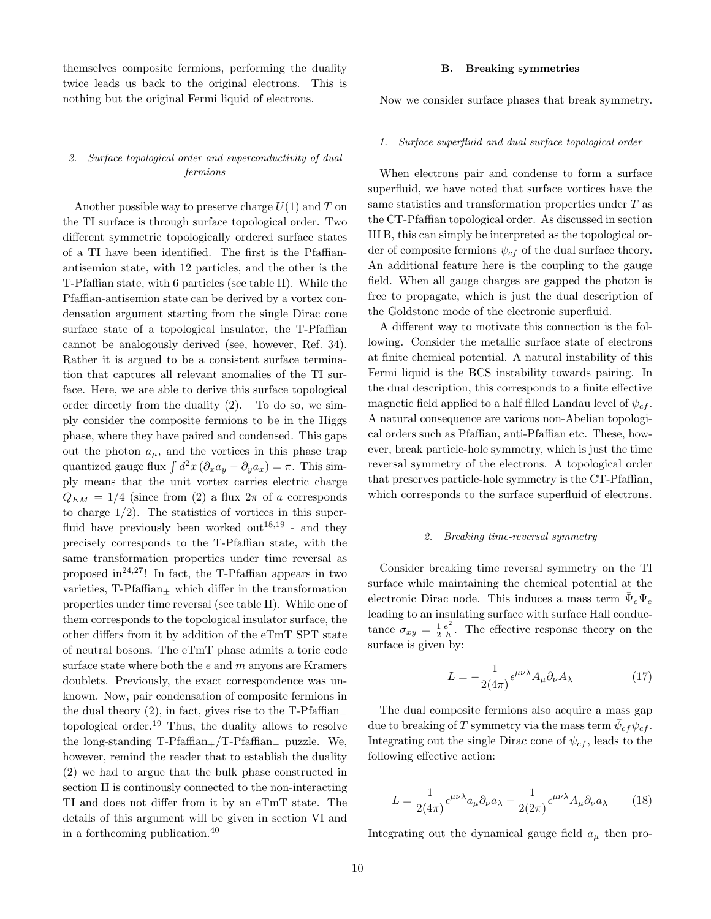themselves composite fermions, performing the duality twice leads us back to the original electrons. This is nothing but the original Fermi liquid of electrons.

#### 2. Surface topological order and superconductivity of dual fermions

Another possible way to preserve charge $U(1)$ and $T$ on the TI surface is through surface topological order. Two different symmetric topologically ordered surface states of a TI have been identified. The first is the Pfaffian-antisemion state, with 12 particles, and the other is the T-Pfaffian state, with 6 particles (see table II). While the Pfaffian-antisemion state can be derived by a vortex condensation argument starting from the single Dirac cone surface state of a topological insulator, the T-Pfaffian cannot be analogously derived (see, however, Ref. 34). Rather it is argued to be a consistent surface termination that captures all relevant anomalies of the TI surface. Here, we are able to derive this surface topological order directly from the duality (2). To do so, we simply consider the composite fermions to be in the Higgs phase, where they have paired and condensed. This gaps out the photon $a_\mu$, and the vortices in this phase trap quantized gauge flux $\int d^2x\,(\partial_x a_y - \partial_y a_x) = \pi$. This simply means that the unit vortex carries electric charge $Q_{EM} = 1/4$ (since from (2) a flux $2\pi$ of $a$ corresponds to charge $1/2$). The statistics of vortices in this superfluid have previously been worked out[18,19] - and they precisely corresponds to the T-Pfaffian state, with the same transformation properties under time reversal as proposed in[24,27]! In fact, the T-Pfaffian appears in two varieties, T-Pfaffian$_\pm$ which differ in the transformation properties under time reversal (see table II). While one of them corresponds to the topological insulator surface, the other differs from it by addition of the eTmT SPT state of neutral bosons. The eTmT phase admits a toric code surface state where both the $e$ and $m$ anyons are Kramers doublets. Previously, the exact correspondence was unknown. Now, pair condensation of composite fermions in the dual theory (2), in fact, gives rise to the T-Pfaffian$_+$ topological order.[19] Thus, the duality allows to resolve the long-standing T-Pfaffian$_+$/T-Pfaffian$_-$ puzzle. We, however, remind the reader that to establish the duality (2) we had to argue that the bulk phase constructed in section II is continously connected to the non-interacting TI and does not differ from it by an eTmT state. The details of this argument will be given in section VI and in a forthcoming publication.[40]

### B. Breaking symmetries

Now we consider surface phases that break symmetry.

#### 1. Surface superfluid and dual surface topological order

When electrons pair and condense to form a surface superfluid, we have noted that surface vortices have the same statistics and transformation properties under $T$ as the CT-Pfaffian topological order. As discussed in section III B, this can simply be interpreted as the topological order of composite fermions $\psi_{cf}$ of the dual surface theory. An additional feature here is the coupling to the gauge field. When all gauge charges are gapped the photon is free to propagate, which is just the dual description of the Goldstone mode of the electronic superfluid.

A different way to motivate this connection is the following. Consider the metallic surface state of electrons at finite chemical potential. A natural instability of this Fermi liquid is the BCS instability towards pairing. In the dual description, this corresponds to a finite effective magnetic field applied to a half filled Landau level of $\psi_{cf}$. A natural consequence are various non-Abelian topological orders such as Pfaffian, anti-Pfaffian etc. These, however, break particle-hole symmetry, which is just the time reversal symmetry of the electrons. A topological order that preserves particle-hole symmetry is the CT-Pfaffian, which corresponds to the surface superfluid of electrons.

#### 2. Breaking time-reversal symmetry

Consider breaking time reversal symmetry on the TI surface while maintaining the chemical potential at the electronic Dirac node. This induces a mass term $\bar{\Psi}_e\Psi_e$ leading to an insulating surface with surface Hall conductance $\sigma_{xy} = \frac{1}{2}\frac{e^2}{h}$. The effective response theory on the surface is given by:

$$L = -\frac{1}{2(4\pi)}\epsilon^{\mu\nu\lambda}A_\mu\partial_\nu A_\lambda \tag{17}$$

The dual composite fermions also acquire a mass gap due to breaking of $T$ symmetry via the mass term $\bar{\psi}_{cf}\psi_{cf}$. Integrating out the single Dirac cone of $\psi_{cf}$, leads to the following effective action:

$$L = \frac{1}{2(4\pi)}\epsilon^{\mu\nu\lambda}a_\mu\partial_\nu a_\lambda - \frac{1}{2(2\pi)}\epsilon^{\mu\nu\lambda}A_\mu\partial_\nu a_\lambda \tag{18}$$

Integrating out the dynamical gauge field $a_\mu$ then pro-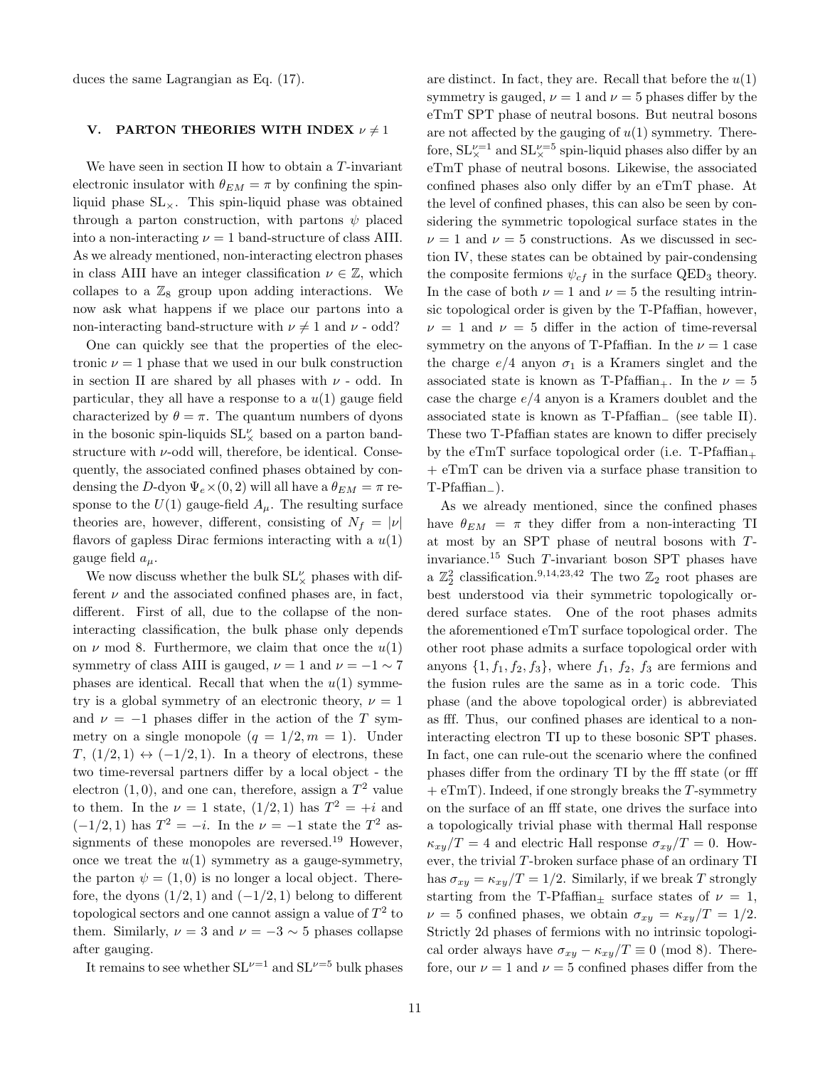duces the same Lagrangian as Eq. (17).

## V. PARTON THEORIES WITH INDEX $\nu \neq 1$

We have seen in section II how to obtain a $T$-invariant electronic insulator with $\theta_{EM} = \pi$ by confining the spin-liquid phase $\mathrm{SL}_\times$. This spin-liquid phase was obtained through a parton construction, with partons $\psi$ placed into a non-interacting $\nu = 1$ band-structure of class AIII. As we already mentioned, non-interacting electron phases in class AIII have an integer classification $\nu \in \mathbb{Z}$, which collapes to a $\mathbb{Z}_8$ group upon adding interactions. We now ask what happens if we place our partons into a non-interacting band-structure with $\nu \neq 1$ and $\nu$ - odd?

One can quickly see that the properties of the electronic $\nu = 1$ phase that we used in our bulk construction in section II are shared by all phases with $\nu$ - odd. In particular, they all have a response to a $u(1)$ gauge field characterized by $\theta = \pi$. The quantum numbers of dyons in the bosonic spin-liquids $\mathrm{SL}^\nu_\times$ based on a parton band-structure with $\nu$-odd will, therefore, be identical. Consequently, the associated confined phases obtained by condensing the $D$-dyon $\Psi_e \times (0, 2)$ will all have a $\theta_{EM} = \pi$ response to the $U(1)$ gauge-field $A_\mu$. The resulting surface theories are, however, different, consisting of $N_f = |\nu|$ flavors of gapless Dirac fermions interacting with a $u(1)$ gauge field $a_\mu$.

We now discuss whether the bulk $\mathrm{SL}^\nu_\times$ phases with different $\nu$ and the associated confined phases are, in fact, different. First of all, due to the collapse of the non-interacting classification, the bulk phase only depends on $\nu$ mod 8. Furthermore, we claim that once the $u(1)$ symmetry of class AIII is gauged, $\nu = 1$ and $\nu = -1 \sim 7$ phases are identical. Recall that when the $u(1)$ symmetry is a global symmetry of an electronic theory, $\nu = 1$ and $\nu = -1$ phases differ in the action of the $T$ symmetry on a single monopole ($q = 1/2, m = 1$). Under $T$, $(1/2, 1) \leftrightarrow (-1/2, 1)$. In a theory of electrons, these two time-reversal partners differ by a local object - the electron $(1, 0)$, and one can, therefore, assign a $T^2$ value to them. In the $\nu = 1$ state, $(1/2, 1)$ has $T^2 = +i$ and $(-1/2, 1)$ has $T^2 = -i$. In the $\nu = -1$ state the $T^2$ assignments of these monopoles are reversed.[19] However, once we treat the $u(1)$ symmetry as a gauge-symmetry, the parton $\psi = (1, 0)$ is no longer a local object. Therefore, the dyons $(1/2, 1)$ and $(-1/2, 1)$ belong to different topological sectors and one cannot assign a value of $T^2$ to them. Similarly, $\nu = 3$ and $\nu = -3 \sim 5$ phases collapse after gauging.

It remains to see whether $\mathrm{SL}^{\nu=1}$ and $\mathrm{SL}^{\nu=5}$ bulk phases are distinct. In fact, they are. Recall that before the $u(1)$ symmetry is gauged, $\nu = 1$ and $\nu = 5$ phases differ by the eTmT SPT phase of neutral bosons. But neutral bosons are not affected by the gauging of $u(1)$ symmetry. Therefore, $\mathrm{SL}^{\nu=1}_\times$ and $\mathrm{SL}^{\nu=5}_\times$ spin-liquid phases also differ by an eTmT phase of neutral bosons. Likewise, the associated confined phases also only differ by an eTmT phase. At the level of confined phases, this can also be seen by considering the symmetric topological surface states in the $\nu = 1$ and $\nu = 5$ constructions. As we discussed in section IV, these states can be obtained by pair-condensing the composite fermions $\psi_{cf}$ in the surface $\mathrm{QED}_3$ theory. In the case of both $\nu = 1$ and $\nu = 5$ the resulting intrinsic topological order is given by the T-Pfaffian, however, $\nu = 1$ and $\nu = 5$ differ in the action of time-reversal symmetry on the anyons of T-Pfaffian. In the $\nu = 1$ case the charge $e/4$ anyon $\sigma_1$ is a Kramers singlet and the associated state is known as T-Pfaffian$_+$. In the $\nu = 5$ case the charge $e/4$ anyon is a Kramers doublet and the associated state is known as T-Pfaffian$_-$ (see table II). These two T-Pfaffian states are known to differ precisely by the eTmT surface topological order (i.e. T-Pfaffian$_+$ + eTmT can be driven via a surface phase transition to T-Pfaffian$_-$).

As we already mentioned, since the confined phases have $\theta_{EM} = \pi$ they differ from a non-interacting TI at most by an SPT phase of neutral bosons with $T$-invariance.[15] Such $T$-invariant boson SPT phases have a $\mathbb{Z}_2^2$ classification.[9,14,23,42] The two $\mathbb{Z}_2$ root phases are best understood via their symmetric topologically ordered surface states. One of the root phases admits the aforementioned eTmT surface topological order. The other root phase admits a surface topological order with anyons $\{1, f_1, f_2, f_3\}$, where $f_1$, $f_2$, $f_3$ are fermions and the fusion rules are the same as in a toric code. This phase (and the above topological order) is abbreviated as fff. Thus, our confined phases are identical to a non-interacting electron TI up to these bosonic SPT phases. In fact, one can rule-out the scenario where the confined phases differ from the ordinary TI by the fff state (or fff + eTmT). Indeed, if one strongly breaks the $T$-symmetry on the surface of an fff state, one drives the surface into a topologically trivial phase with thermal Hall response $\kappa_{xy}/T = 4$ and electric Hall response $\sigma_{xy}/T = 0$. However, the trivial $T$-broken surface phase of an ordinary TI has $\sigma_{xy} = \kappa_{xy}/T = 1/2$. Similarly, if we break $T$ strongly starting from the T-Pfaffian$_\pm$ surface states of $\nu = 1$, $\nu = 5$ confined phases, we obtain $\sigma_{xy} = \kappa_{xy}/T = 1/2$. Strictly 2d phases of fermions with no intrinsic topological order always have $\sigma_{xy} - \kappa_{xy}/T \equiv 0 \pmod 8$. Therefore, our $\nu = 1$ and $\nu = 5$ confined phases differ from the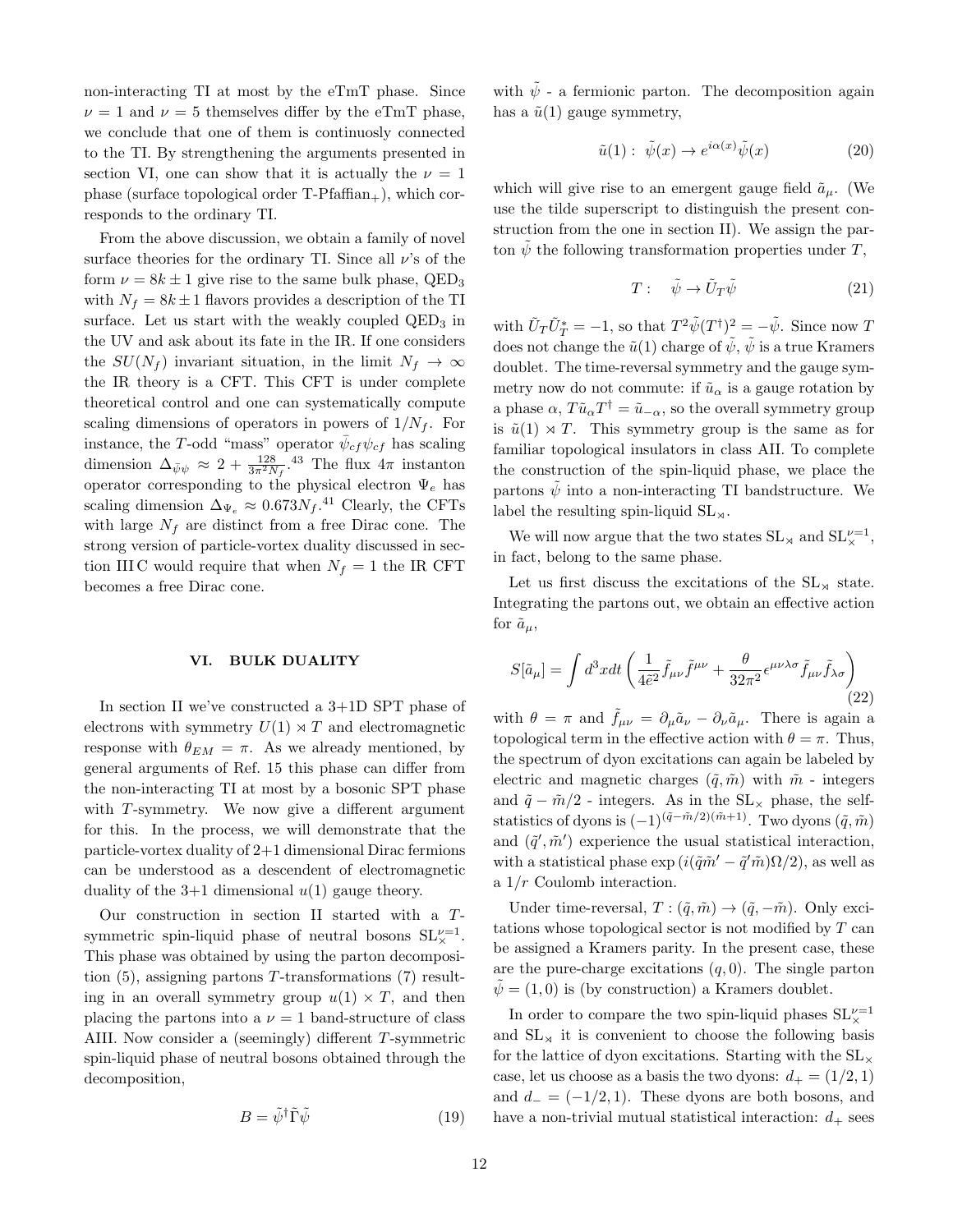non-interacting TI at most by the eTmT phase. Since $\nu = 1$ and $\nu = 5$ themselves differ by the eTmT phase, we conclude that one of them is continuosly connected to the TI. By strengthening the arguments presented in section VI, one can show that it is actually the $\nu = 1$ phase (surface topological order T-Pfaffian$_+$), which corresponds to the ordinary TI.

From the above discussion, we obtain a family of novel surface theories for the ordinary TI. Since all $\nu$'s of the form $\nu = 8k \pm 1$ give rise to the same bulk phase, QED$_3$ with $N_f = 8k \pm 1$ flavors provides a description of the TI surface. Let us start with the weakly coupled QED$_3$ in the UV and ask about its fate in the IR. If one considers the $SU(N_f)$ invariant situation, in the limit $N_f \to \infty$ the IR theory is a CFT. This CFT is under complete theoretical control and one can systematically compute scaling dimensions of operators in powers of $1/N_f$. For instance, the $T$-odd "mass" operator $\bar{\psi}_{cf}\psi_{cf}$ has scaling dimension $\Delta_{\bar{\psi}\psi} \approx 2 + \frac{128}{3\pi^2 N_f}$.[43] The flux $4\pi$ instanton operator corresponding to the physical electron $\Psi_e$ has scaling dimension $\Delta_{\Psi_e} \approx 0.673 N_f$.[41] Clearly, the CFTs with large $N_f$ are distinct from a free Dirac cone. The strong version of particle-vortex duality discussed in section III C would require that when $N_f = 1$ the IR CFT becomes a free Dirac cone.

## VI. BULK DUALITY

In section II we've constructed a 3+1D SPT phase of electrons with symmetry $U(1) \rtimes T$ and electromagnetic response with $\theta_{EM} = \pi$. As we already mentioned, by general arguments of Ref. 15 this phase can differ from the non-interacting TI at most by a bosonic SPT phase with $T$-symmetry. We now give a different argument for this. In the process, we will demonstrate that the particle-vortex duality of 2+1 dimensional Dirac fermions can be understood as a descendent of electromagnetic duality of the 3+1 dimensional $u(1)$ gauge theory.

Our construction in section II started with a $T$-symmetric spin-liquid phase of neutral bosons $\mathrm{SL}_\times^{\nu=1}$. This phase was obtained by using the parton decomposition (5), assigning partons $T$-transformations (7) resulting in an overall symmetry group $u(1) \times T$, and then placing the partons into a $\nu = 1$ band-structure of class AIII. Now consider a (seemingly) different $T$-symmetric spin-liquid phase of neutral bosons obtained through the decomposition,

$$B = \tilde{\psi}^\dagger \tilde{\Gamma} \tilde{\psi} \tag{19}$$

with $\tilde{\psi}$ - a fermionic parton. The decomposition again has a $\tilde{u}(1)$ gauge symmetry,

$$\tilde{u}(1): \ \tilde{\psi}(x) \to e^{i\alpha(x)}\tilde{\psi}(x) \tag{20}$$

which will give rise to an emergent gauge field $\tilde{a}_\mu$. (We use the tilde superscript to distinguish the present construction from the one in section II). We assign the parton $\tilde{\psi}$ the following transformation properties under $T$,

$$T: \quad \tilde{\psi} \to \tilde{U}_T \tilde{\psi} \tag{21}$$

with $\tilde{U}_T \tilde{U}_T^* = -1$, so that $T^2 \tilde{\psi} (T^\dagger)^2 = -\tilde{\psi}$. Since now $T$ does not change the $\tilde{u}(1)$ charge of $\tilde{\psi}$, $\tilde{\psi}$ is a true Kramers doublet. The time-reversal symmetry and the gauge symmetry now do not commute: if $\tilde{u}_\alpha$ is a gauge rotation by a phase $\alpha$, $T\tilde{u}_\alpha T^\dagger = \tilde{u}_{-\alpha}$, so the overall symmetry group is $\tilde{u}(1) \rtimes T$. This symmetry group is the same as for familiar topological insulators in class AII. To complete the construction of the spin-liquid phase, we place the partons $\tilde{\psi}$ into a non-interacting TI bandstructure. We label the resulting spin-liquid $\mathrm{SL}_\rtimes$.

We will now argue that the two states $\mathrm{SL}_\rtimes$ and $\mathrm{SL}_\times^{\nu=1}$, in fact, belong to the same phase.

Let us first discuss the excitations of the $\mathrm{SL}_\rtimes$ state. Integrating the partons out, we obtain an effective action for $\tilde{a}_\mu$,

$$S[\tilde{a}_\mu] = \int d^3x dt \left( \frac{1}{4\tilde{e}^2} \tilde{f}_{\mu\nu}\tilde{f}^{\mu\nu} + \frac{\theta}{32\pi^2} \epsilon^{\mu\nu\lambda\sigma} \tilde{f}_{\mu\nu}\tilde{f}_{\lambda\sigma} \right) \tag{22}$$

with $\theta = \pi$ and $\tilde{f}_{\mu\nu} = \partial_\mu \tilde{a}_\nu - \partial_\nu \tilde{a}_\mu$. There is again a topological term in the effective action with $\theta = \pi$. Thus, the spectrum of dyon excitations can again be labeled by electric and magnetic charges $(\tilde{q}, \tilde{m})$ with $\tilde{m}$ - integers and $\tilde{q} - \tilde{m}/2$ - integers. As in the $\mathrm{SL}_\times$ phase, the self-statistics of dyons is $(-1)^{(\tilde{q}-\tilde{m}/2)(\tilde{m}+1)}$. Two dyons $(\tilde{q}, \tilde{m})$ and $(\tilde{q}', \tilde{m}')$ experience the usual statistical interaction, with a statistical phase $\exp\left(i(\tilde{q}\tilde{m}' - \tilde{q}'\tilde{m})\Omega/2\right)$, as well as a $1/r$ Coulomb interaction.

Under time-reversal, $T: (\tilde{q}, \tilde{m}) \to (\tilde{q}, -\tilde{m})$. Only excitations whose topological sector is not modified by $T$ can be assigned a Kramers parity. In the present case, these are the pure-charge excitations $(q, 0)$. The single parton $\tilde{\psi} = (1, 0)$ is (by construction) a Kramers doublet.

In order to compare the two spin-liquid phases $\mathrm{SL}_\times^{\nu=1}$ and $\mathrm{SL}_\rtimes$ it is convenient to choose the following basis for the lattice of dyon excitations. Starting with the $\mathrm{SL}_\times$ case, let us choose as a basis the two dyons: $d_+ = (1/2, 1)$ and $d_- = (-1/2, 1)$. These dyons are both bosons, and have a non-trivial mutual statistical interaction: $d_+$ sees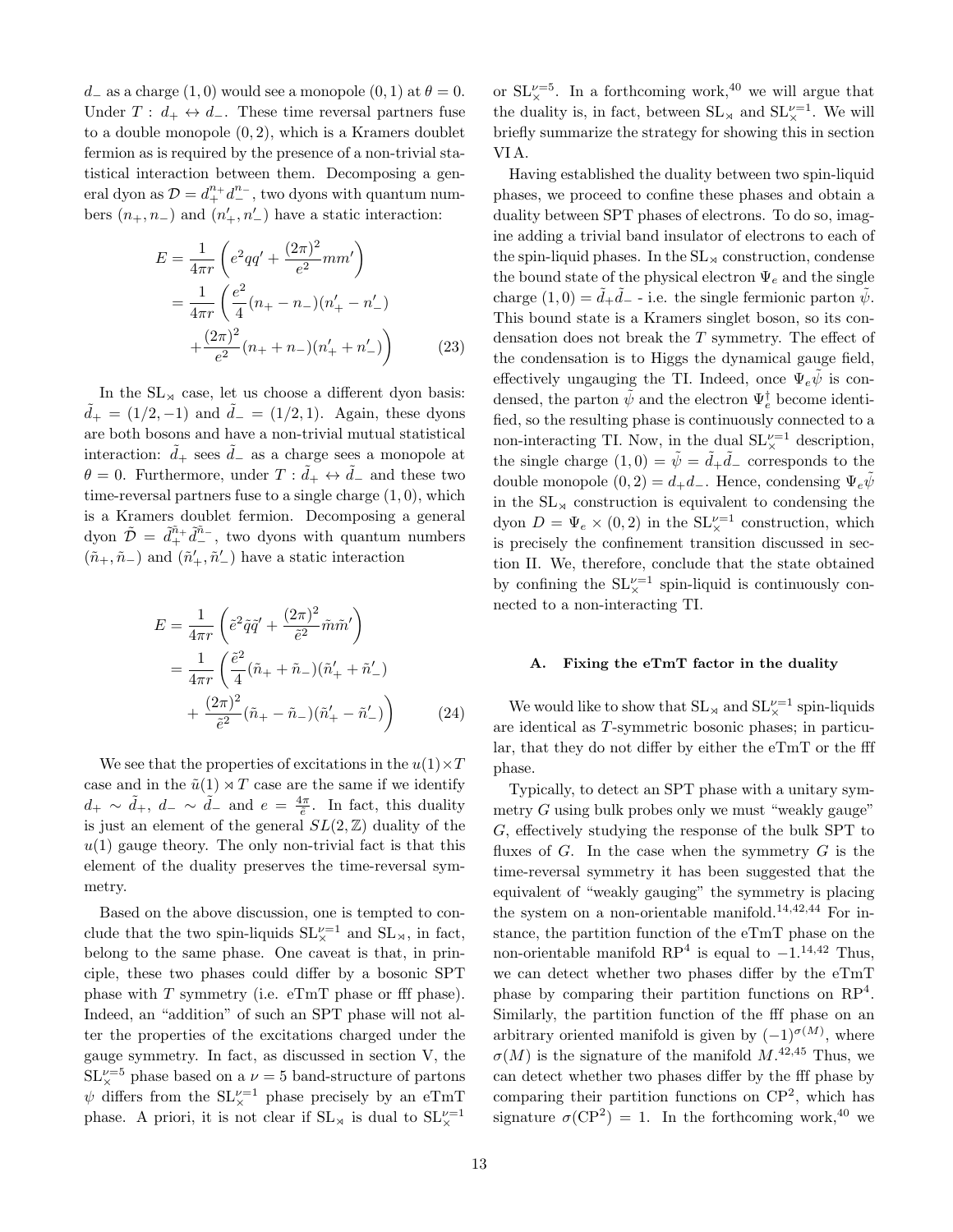$d_-$ as a charge $(1,0)$ would see a monopole $(0,1)$ at $\theta = 0$. Under $T$ : $d_+ \leftrightarrow d_-$. These time reversal partners fuse to a double monopole $(0,2)$, which is a Kramers doublet fermion as is required by the presence of a non-trivial statistical interaction between them. Decomposing a general dyon as $\mathcal{D} = d_+^{n_+} d_-^{n_-}$, two dyons with quantum numbers $(n_+, n_-)$ and $(n'_+, n'_-)$ have a static interaction:

$$
\begin{aligned}
E &= \frac{1}{4\pi r}\left(e^2 q q' + \frac{(2\pi)^2}{e^2} m m'\right) \\
&= \frac{1}{4\pi r}\left(\frac{e^2}{4}(n_+ - n_-)(n'_+ - n'_-) \right. \\
&\quad \left. + \frac{(2\pi)^2}{e^2}(n_+ + n_-)(n'_+ + n'_-)\right)
\end{aligned} \tag{23}
$$

In the $\mathrm{SL}_{\rtimes}$ case, let us choose a different dyon basis: $\tilde{d}_+ = (1/2, -1)$ and $\tilde{d}_- = (1/2, 1)$. Again, these dyons are both bosons and have a non-trivial mutual statistical interaction: $\tilde{d}_+$ sees $\tilde{d}_-$ as a charge sees a monopole at $\theta = 0$. Furthermore, under $T : \tilde{d}_+ \leftrightarrow \tilde{d}_-$ and these two time-reversal partners fuse to a single charge $(1,0)$, which is a Kramers doublet fermion. Decomposing a general dyon $\tilde{\mathcal{D}} = \tilde{d}_+^{\tilde{n}_+} \tilde{d}_-^{\tilde{n}_-}$, two dyons with quantum numbers $(\tilde{n}_+, \tilde{n}_-)$ and $(\tilde{n}'_+, \tilde{n}'_-)$ have a static interaction

$$
\begin{aligned}
E &= \frac{1}{4\pi r}\left(\tilde{e}^2 \tilde{q} \tilde{q}' + \frac{(2\pi)^2}{\tilde{e}^2} \tilde{m} \tilde{m}'\right) \\
&= \frac{1}{4\pi r}\left(\frac{\tilde{e}^2}{4}(\tilde{n}_+ + \tilde{n}_-)(\tilde{n}'_+ + \tilde{n}'_-) \right. \\
&\quad \left. + \frac{(2\pi)^2}{\tilde{e}^2}(\tilde{n}_+ - \tilde{n}_-)(\tilde{n}'_+ - \tilde{n}'_-)\right)
\end{aligned} \tag{24}
$$

We see that the properties of excitations in the $u(1) \times T$ case and in the $\tilde{u}(1) \rtimes T$ case are the same if we identify $d_+ \sim \tilde{d}_+$, $d_- \sim \tilde{d}_-$ and $e = \frac{4\pi}{\tilde{e}}$. In fact, this duality is just an element of the general $SL(2,\mathbb{Z})$ duality of the $u(1)$ gauge theory. The only non-trivial fact is that this element of the duality preserves the time-reversal symmetry.

Based on the above discussion, one is tempted to conclude that the two spin-liquids $\mathrm{SL}_{\times}^{\nu=1}$ and $\mathrm{SL}_{\rtimes}$, in fact, belong to the same phase. One caveat is that, in principle, these two phases could differ by a bosonic SPT phase with $T$ symmetry (i.e. eTmT phase or fff phase). Indeed, an "addition" of such an SPT phase will not alter the properties of the excitations charged under the gauge symmetry. In fact, as discussed in section V, the $\mathrm{SL}_{\times}^{\nu=5}$ phase based on a $\nu = 5$ band-structure of partons $\psi$ differs from the $\mathrm{SL}_{\times}^{\nu=1}$ phase precisely by an eTmT phase. A priori, it is not clear if $\mathrm{SL}_{\rtimes}$ is dual to $\mathrm{SL}_{\times}^{\nu=1}$ or $\mathrm{SL}_{\times}^{\nu=5}$. In a forthcoming work,[40] we will argue that the duality is, in fact, between $\mathrm{SL}_{\rtimes}$ and $\mathrm{SL}_{\times}^{\nu=1}$. We will briefly summarize the strategy for showing this in section VI A.

Having established the duality between two spin-liquid phases, we proceed to confine these phases and obtain a duality between SPT phases of electrons. To do so, imagine adding a trivial band insulator of electrons to each of the spin-liquid phases. In the $\mathrm{SL}_{\rtimes}$ construction, condense the bound state of the physical electron $\Psi_e$ and the single charge $(1,0) = \tilde{d}_+ \tilde{d}_-$ - i.e. the single fermionic parton $\tilde{\psi}$. This bound state is a Kramers singlet boson, so its condensation does not break the $T$ symmetry. The effect of the condensation is to Higgs the dynamical gauge field, effectively ungauging the TI. Indeed, once $\Psi_e \tilde{\psi}$ is condensed, the parton $\tilde{\psi}$ and the electron $\Psi_e^\dagger$ become identified, so the resulting phase is continuously connected to a non-interacting TI. Now, in the dual $\mathrm{SL}_{\times}^{\nu=1}$ description, the single charge $(1,0) = \tilde{\psi} = \tilde{d}_+ \tilde{d}_-$ corresponds to the double monopole $(0,2) = d_+ d_-$. Hence, condensing $\Psi_e \tilde{\psi}$ in the $\mathrm{SL}_{\rtimes}$ construction is equivalent to condensing the dyon $D = \Psi_e \times (0,2)$ in the $\mathrm{SL}_{\times}^{\nu=1}$ construction, which is precisely the confinement transition discussed in section II. We, therefore, conclude that the state obtained by confining the $\mathrm{SL}_{\times}^{\nu=1}$ spin-liquid is continuously connected to a non-interacting TI.

### A. Fixing the eTmT factor in the duality

We would like to show that $\mathrm{SL}_{\rtimes}$ and $\mathrm{SL}_{\times}^{\nu=1}$ spin-liquids are identical as $T$-symmetric bosonic phases; in particular, that they do not differ by either the eTmT or the fff phase.

Typically, to detect an SPT phase with a unitary symmetry $G$ using bulk probes only we must "weakly gauge" $G$, effectively studying the response of the bulk SPT to fluxes of $G$. In the case when the symmetry $G$ is the time-reversal symmetry it has been suggested that the equivalent of "weakly gauging" the symmetry is placing the system on a non-orientable manifold.[14,42,44] For instance, the partition function of the eTmT phase on the non-orientable manifold $\mathrm{RP}^4$ is equal to $-1$.[14,42] Thus, we can detect whether two phases differ by the eTmT phase by comparing their partition functions on $\mathrm{RP}^4$. Similarly, the partition function of the fff phase on an arbitrary oriented manifold is given by $(-1)^{\sigma(M)}$, where $\sigma(M)$ is the signature of the manifold $M$.[42,45] Thus, we can detect whether two phases differ by the fff phase by comparing their partition functions on $\mathrm{CP}^2$, which has signature $\sigma(\mathrm{CP}^2) = 1$. In the forthcoming work,[40] we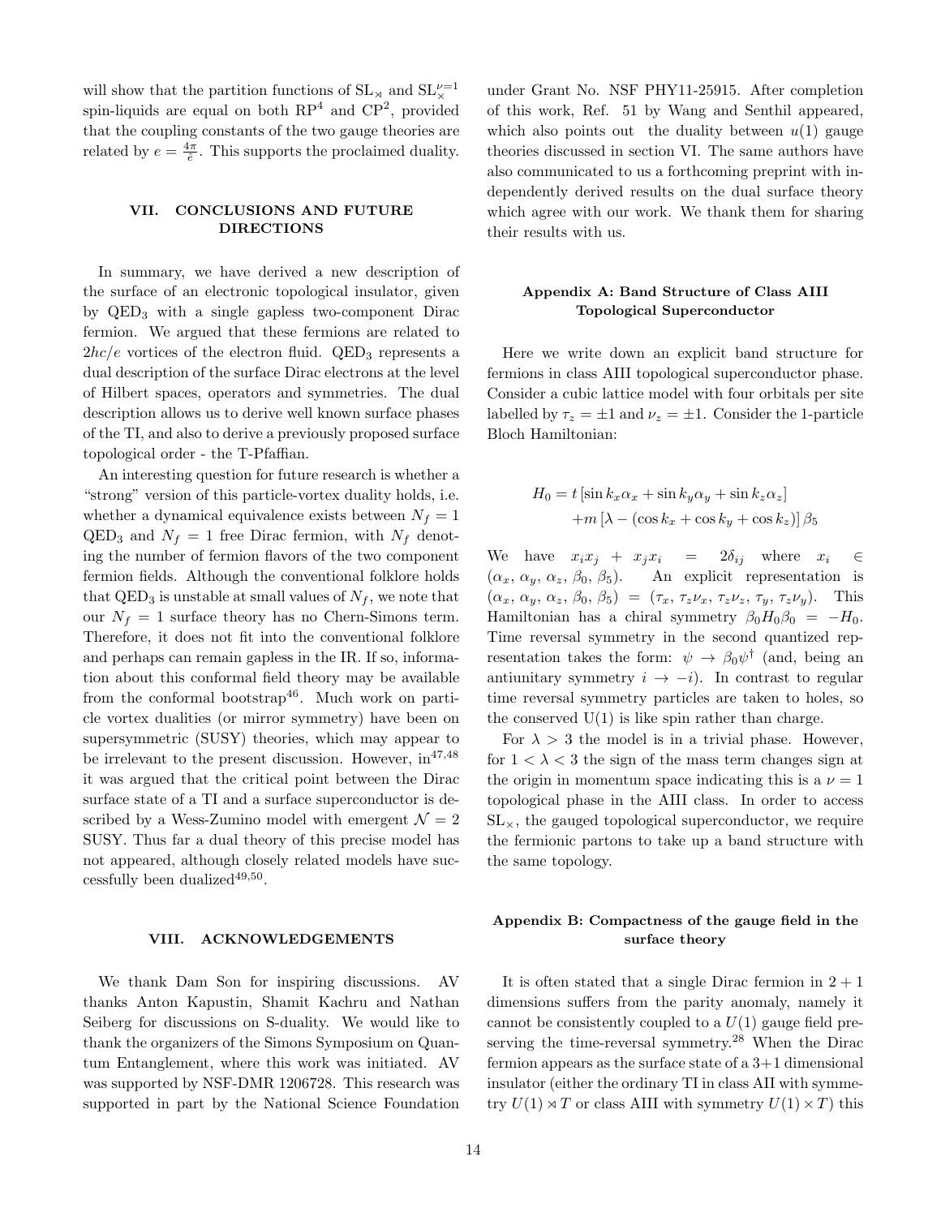will show that the partition functions of $\mathrm{SL}_{\rtimes}$ and $\mathrm{SL}_{\times}^{\nu=1}$ spin-liquids are equal on both $\mathrm{RP}^4$ and $\mathrm{CP}^2$, provided that the coupling constants of the two gauge theories are related by $e = \frac{4\pi}{\tilde{e}}$. This supports the proclaimed duality.

## VII. CONCLUSIONS AND FUTURE DIRECTIONS

In summary, we have derived a new description of the surface of an electronic topological insulator, given by $\mathrm{QED}_3$ with a single gapless two-component Dirac fermion. We argued that these fermions are related to $2hc/e$ vortices of the electron fluid. $\mathrm{QED}_3$ represents a dual description of the surface Dirac electrons at the level of Hilbert spaces, operators and symmetries. The dual description allows us to derive well known surface phases of the TI, and also to derive a previously proposed surface topological order - the T-Pfaffian.

An interesting question for future research is whether a "strong" version of this particle-vortex duality holds, i.e. whether a dynamical equivalence exists between $N_f = 1$ $\mathrm{QED}_3$ and $N_f = 1$ free Dirac fermion, with $N_f$ denoting the number of fermion flavors of the two component fermion fields. Although the conventional folklore holds that $\mathrm{QED}_3$ is unstable at small values of $N_f$, we note that our $N_f = 1$ surface theory has no Chern-Simons term. Therefore, it does not fit into the conventional folklore and perhaps can remain gapless in the IR. If so, information about this conformal field theory may be available from the conformal bootstrap[46]. Much work on particle vortex dualities (or mirror symmetry) have been on supersymmetric (SUSY) theories, which may appear to be irrelevant to the present discussion. However, in[47,48] it was argued that the critical point between the Dirac surface state of a TI and a surface superconductor is described by a Wess-Zumino model with emergent $\mathcal{N} = 2$ SUSY. Thus far a dual theory of this precise model has not appeared, although closely related models have successfully been dualized[49,50].

## VIII. ACKNOWLEDGEMENTS

We thank Dam Son for inspiring discussions. AV thanks Anton Kapustin, Shamit Kachru and Nathan Seiberg for discussions on S-duality. We would like to thank the organizers of the Simons Symposium on Quantum Entanglement, where this work was initiated. AV was supported by NSF-DMR 1206728. This research was supported in part by the National Science Foundation under Grant No. NSF PHY11-25915. After completion of this work, Ref. 51 by Wang and Senthil appeared, which also points out the duality between $u(1)$ gauge theories discussed in section VI. The same authors have also communicated to us a forthcoming preprint with independently derived results on the dual surface theory which agree with our work. We thank them for sharing their results with us.

## Appendix A: Band Structure of Class AIII Topological Superconductor

Here we write down an explicit band structure for fermions in class AIII topological superconductor phase. Consider a cubic lattice model with four orbitals per site labelled by $\tau_z = \pm 1$ and $\nu_z = \pm 1$. Consider the 1-particle Bloch Hamiltonian:

$$H_0 = t\left[\sin k_x \alpha_x + \sin k_y \alpha_y + \sin k_z \alpha_z\right] \\ + m\left[\lambda - (\cos k_x + \cos k_y + \cos k_z)\right]\beta_5$$

We have $x_i x_j + x_j x_i = 2\delta_{ij}$ where $x_i \in (\alpha_x, \alpha_y, \alpha_z, \beta_0, \beta_5)$. An explicit representation is $(\alpha_x, \alpha_y, \alpha_z, \beta_0, \beta_5) = (\tau_x, \tau_z\nu_x, \tau_z\nu_z, \tau_y, \tau_z\nu_y)$. This Hamiltonian has a chiral symmetry $\beta_0 H_0 \beta_0 = -H_0$. Time reversal symmetry in the second quantized representation takes the form: $\psi \to \beta_0 \psi^\dagger$ (and, being an antiunitary symmetry $i \to -i$). In contrast to regular time reversal symmetry particles are taken to holes, so the conserved U(1) is like spin rather than charge.

For $\lambda > 3$ the model is in a trivial phase. However, for $1 < \lambda < 3$ the sign of the mass term changes sign at the origin in momentum space indicating this is a $\nu = 1$ topological phase in the AIII class. In order to access $\mathrm{SL}_{\times}$, the gauged topological superconductor, we require the fermionic partons to take up a band structure with the same topology.

## Appendix B: Compactness of the gauge field in the surface theory

It is often stated that a single Dirac fermion in $2+1$ dimensions suffers from the parity anomaly, namely it cannot be consistently coupled to a $U(1)$ gauge field preserving the time-reversal symmetry.[28] When the Dirac fermion appears as the surface state of a 3+1 dimensional insulator (either the ordinary TI in class AII with symmetry $U(1) \rtimes T$ or class AIII with symmetry $U(1) \times T$) this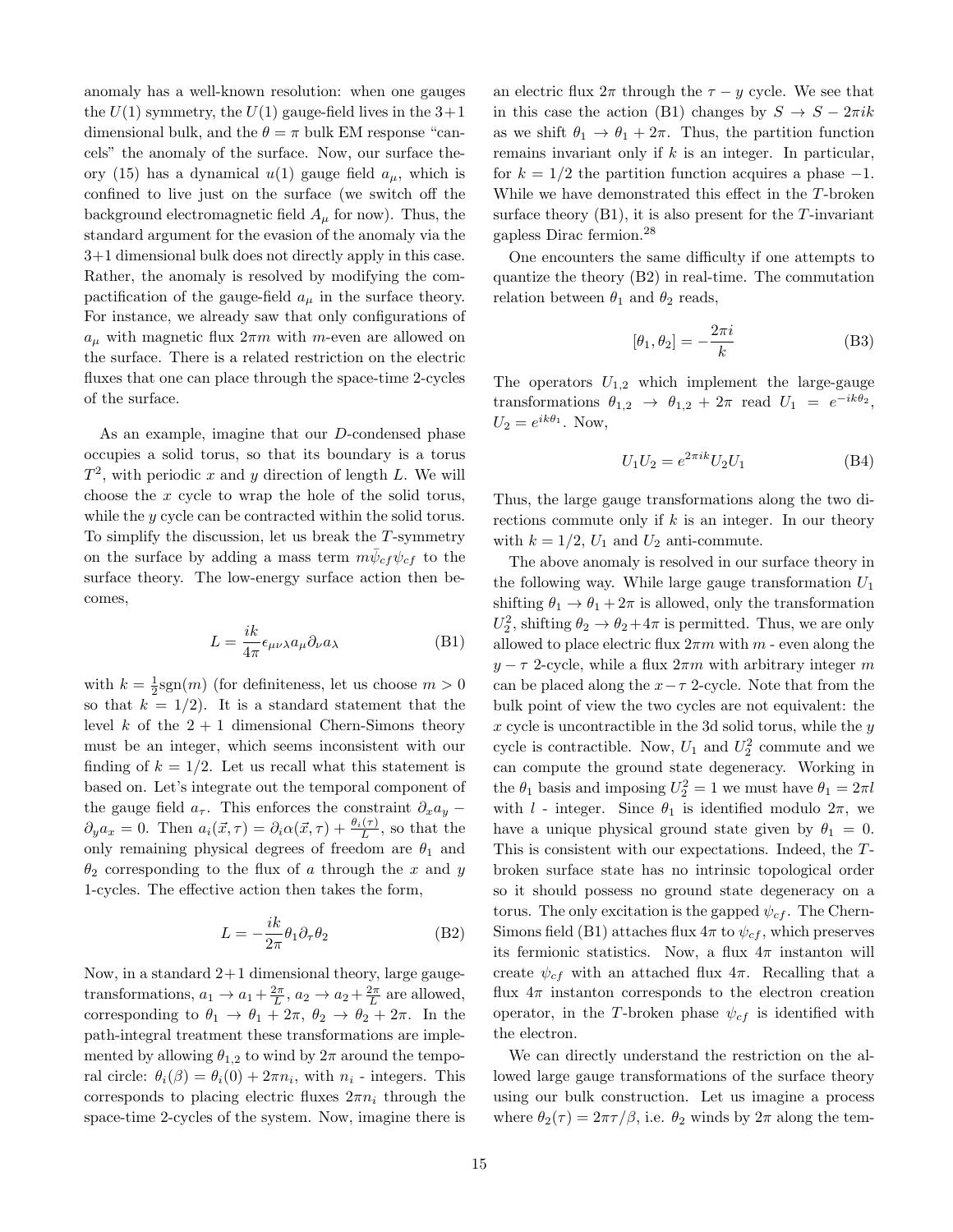anomaly has a well-known resolution: when one gauges the $U(1)$ symmetry, the $U(1)$ gauge-field lives in the 3+1 dimensional bulk, and the $\theta = \pi$ bulk EM response "cancels" the anomaly of the surface. Now, our surface theory (15) has a dynamical $u(1)$ gauge field $a_\mu$, which is confined to live just on the surface (we switch off the background electromagnetic field $A_\mu$ for now). Thus, the standard argument for the evasion of the anomaly via the 3+1 dimensional bulk does not directly apply in this case. Rather, the anomaly is resolved by modifying the compactification of the gauge-field $a_\mu$ in the surface theory. For instance, we already saw that only configurations of $a_\mu$ with magnetic flux $2\pi m$ with $m$-even are allowed on the surface. There is a related restriction on the electric fluxes that one can place through the space-time 2-cycles of the surface.

As an example, imagine that our $D$-condensed phase occupies a solid torus, so that its boundary is a torus $T^2$, with periodic $x$ and $y$ direction of length $L$. We will choose the $x$ cycle to wrap the hole of the solid torus, while the $y$ cycle can be contracted within the solid torus. To simplify the discussion, let us break the $T$-symmetry on the surface by adding a mass term $m\bar{\psi}_{cf}\psi_{cf}$ to the surface theory. The low-energy surface action then becomes,

$$L = \frac{ik}{4\pi}\epsilon_{\mu\nu\lambda}a_\mu\partial_\nu a_\lambda \tag{B1}$$

with $k = \frac{1}{2}\text{sgn}(m)$ (for definiteness, let us choose $m > 0$ so that $k = 1/2$). It is a standard statement that the level $k$ of the 2 + 1 dimensional Chern-Simons theory must be an integer, which seems inconsistent with our finding of $k = 1/2$. Let us recall what this statement is based on. Let's integrate out the temporal component of the gauge field $a_\tau$. This enforces the constraint $\partial_x a_y - \partial_y a_x = 0$. Then $a_i(\vec{x}, \tau) = \partial_i\alpha(\vec{x}, \tau) + \frac{\theta_i(\tau)}{L}$, so that the only remaining physical degrees of freedom are $\theta_1$ and $\theta_2$ corresponding to the flux of $a$ through the $x$ and $y$ 1-cycles. The effective action then takes the form,

$$L = -\frac{ik}{2\pi}\theta_1\partial_\tau\theta_2 \tag{B2}$$

Now, in a standard 2+1 dimensional theory, large gauge-transformations, $a_1 \to a_1 + \frac{2\pi}{L}$, $a_2 \to a_2 + \frac{2\pi}{L}$ are allowed, corresponding to $\theta_1 \to \theta_1 + 2\pi$, $\theta_2 \to \theta_2 + 2\pi$. In the path-integral treatment these transformations are implemented by allowing $\theta_{1,2}$ to wind by $2\pi$ around the temporal circle: $\theta_i(\beta) = \theta_i(0) + 2\pi n_i$, with $n_i$ - integers. This corresponds to placing electric fluxes $2\pi n_i$ through the space-time 2-cycles of the system. Now, imagine there is an electric flux $2\pi$ through the $\tau - y$ cycle. We see that in this case the action (B1) changes by $S \to S - 2\pi ik$ as we shift $\theta_1 \to \theta_1 + 2\pi$. Thus, the partition function remains invariant only if $k$ is an integer. In particular, for $k = 1/2$ the partition function acquires a phase $-1$. While we have demonstrated this effect in the $T$-broken surface theory (B1), it is also present for the $T$-invariant gapless Dirac fermion.[28]

One encounters the same difficulty if one attempts to quantize the theory (B2) in real-time. The commutation relation between $\theta_1$ and $\theta_2$ reads,

$$[\theta_1, \theta_2] = -\frac{2\pi i}{k} \tag{B3}$$

The operators $U_{1,2}$ which implement the large-gauge transformations $\theta_{1,2} \to \theta_{1,2} + 2\pi$ read $U_1 = e^{-ik\theta_2}$, $U_2 = e^{ik\theta_1}$. Now,

$$U_1U_2 = e^{2\pi ik}U_2U_1 \tag{B4}$$

Thus, the large gauge transformations along the two directions commute only if $k$ is an integer. In our theory with $k = 1/2$, $U_1$ and $U_2$ anti-commute.

The above anomaly is resolved in our surface theory in the following way. While large gauge transformation $U_1$ shifting $\theta_1 \to \theta_1 + 2\pi$ is allowed, only the transformation $U_2^2$, shifting $\theta_2 \to \theta_2 + 4\pi$ is permitted. Thus, we are only allowed to place electric flux $2\pi m$ with $m$ - even along the $y - \tau$ 2-cycle, while a flux $2\pi m$ with arbitrary integer $m$ can be placed along the $x - \tau$ 2-cycle. Note that from the bulk point of view the two cycles are not equivalent: the $x$ cycle is uncontractible in the 3d solid torus, while the $y$ cycle is contractible. Now, $U_1$ and $U_2^2$ commute and we can compute the ground state degeneracy. Working in the $\theta_1$ basis and imposing $U_2^2 = 1$ we must have $\theta_1 = 2\pi l$ with $l$ - integer. Since $\theta_1$ is identified modulo $2\pi$, we have a unique physical ground state given by $\theta_1 = 0$. This is consistent with our expectations. Indeed, the $T$-broken surface state has no intrinsic topological order so it should possess no ground state degeneracy on a torus. The only excitation is the gapped $\psi_{cf}$. The Chern-Simons field (B1) attaches flux $4\pi$ to $\psi_{cf}$, which preserves its fermionic statistics. Now, a flux $4\pi$ instanton will create $\psi_{cf}$ with an attached flux $4\pi$. Recalling that a flux $4\pi$ instanton corresponds to the electron creation operator, in the $T$-broken phase $\psi_{cf}$ is identified with the electron.

We can directly understand the restriction on the allowed large gauge transformations of the surface theory using our bulk construction. Let us imagine a process where $\theta_2(\tau) = 2\pi\tau/\beta$, i.e. $\theta_2$ winds by $2\pi$ along the tem-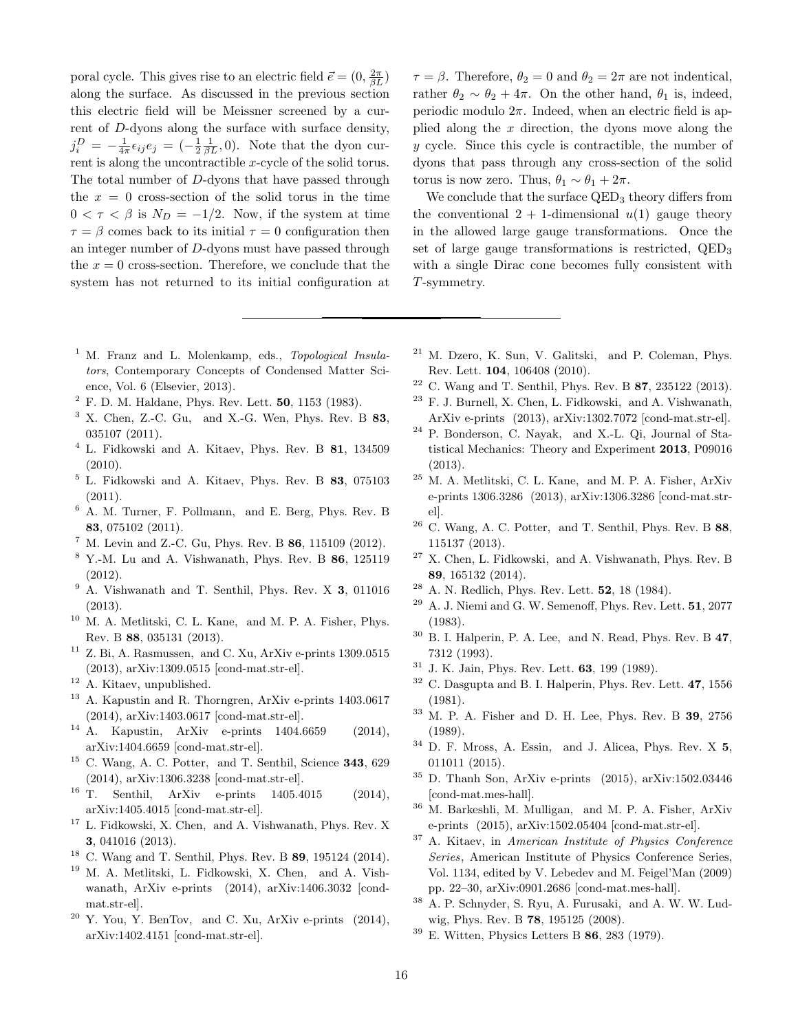poral cycle. This gives rise to an electric field $\vec{e} = (0, \frac{2\pi}{\beta L})$ along the surface. As discussed in the previous section this electric field will be Meissner screened by a current of $D$-dyons along the surface with surface density, $j_i^D = -\frac{1}{4\pi}\epsilon_{ij}e_j = (-\frac{1}{2}\frac{1}{\beta L}, 0)$. Note that the dyon current is along the uncontractible $x$-cycle of the solid torus. The total number of $D$-dyons that have passed through the $x = 0$ cross-section of the solid torus in the time $0 < \tau < \beta$ is $N_D = -1/2$. Now, if the system at time $\tau = \beta$ comes back to its initial $\tau = 0$ configuration then an integer number of $D$-dyons must have passed through the $x = 0$ cross-section. Therefore, we conclude that the system has not returned to its initial configuration at $\tau = \beta$. Therefore, $\theta_2 = 0$ and $\theta_2 = 2\pi$ are not indentical, rather $\theta_2 \sim \theta_2 + 4\pi$. On the other hand, $\theta_1$ is, indeed, periodic modulo $2\pi$. Indeed, when an electric field is applied along the $x$ direction, the dyons move along the $y$ cycle. Since this cycle is contractible, the number of dyons that pass through any cross-section of the solid torus is now zero. Thus, $\theta_1 \sim \theta_1 + 2\pi$.

We conclude that the surface QED$_3$ theory differs from the conventional 2 + 1-dimensional $u(1)$ gauge theory in the allowed large gauge transformations. Once the set of large gauge transformations is restricted, QED$_3$ with a single Dirac cone becomes fully consistent with $T$-symmetry.

---

[1] M. Franz and L. Molenkamp, eds., *Topological Insulators*, Contemporary Concepts of Condensed Matter Science, Vol. 6 (Elsevier, 2013).

[2] F. D. M. Haldane, Phys. Rev. Lett. **50**, 1153 (1983).

[3] X. Chen, Z.-C. Gu, and X.-G. Wen, Phys. Rev. B **83**, 035107 (2011).

[4] L. Fidkowski and A. Kitaev, Phys. Rev. B **81**, 134509 (2010).

[5] L. Fidkowski and A. Kitaev, Phys. Rev. B **83**, 075103 (2011).

[6] A. M. Turner, F. Pollmann, and E. Berg, Phys. Rev. B **83**, 075102 (2011).

[7] M. Levin and Z.-C. Gu, Phys. Rev. B **86**, 115109 (2012).

[8] Y.-M. Lu and A. Vishwanath, Phys. Rev. B **86**, 125119 (2012).

[9] A. Vishwanath and T. Senthil, Phys. Rev. X **3**, 011016 (2013).

[10] M. A. Metlitski, C. L. Kane, and M. P. A. Fisher, Phys. Rev. B **88**, 035131 (2013).

[11] Z. Bi, A. Rasmussen, and C. Xu, ArXiv e-prints 1309.0515 (2013), arXiv:1309.0515 [cond-mat.str-el].

[12] A. Kitaev, unpublished.

[13] A. Kapustin and R. Thorngren, ArXiv e-prints 1403.0617 (2014), arXiv:1403.0617 [cond-mat.str-el].

[14] A. Kapustin, ArXiv e-prints 1404.6659 (2014), arXiv:1404.6659 [cond-mat.str-el].

[15] C. Wang, A. C. Potter, and T. Senthil, Science **343**, 629 (2014), arXiv:1306.3238 [cond-mat.str-el].

[16] T. Senthil, ArXiv e-prints 1405.4015 (2014), arXiv:1405.4015 [cond-mat.str-el].

[17] L. Fidkowski, X. Chen, and A. Vishwanath, Phys. Rev. X **3**, 041016 (2013).

[18] C. Wang and T. Senthil, Phys. Rev. B **89**, 195124 (2014).

[19] M. A. Metlitski, L. Fidkowski, X. Chen, and A. Vishwanath, ArXiv e-prints (2014), arXiv:1406.3032 [cond-mat.str-el].

[20] Y. You, Y. BenTov, and C. Xu, ArXiv e-prints (2014), arXiv:1402.4151 [cond-mat.str-el].

[21] M. Dzero, K. Sun, V. Galitski, and P. Coleman, Phys. Rev. Lett. **104**, 106408 (2010).

[22] C. Wang and T. Senthil, Phys. Rev. B **87**, 235122 (2013).

[23] F. J. Burnell, X. Chen, L. Fidkowski, and A. Vishwanath, ArXiv e-prints (2013), arXiv:1302.7072 [cond-mat.str-el].

[24] P. Bonderson, C. Nayak, and X.-L. Qi, Journal of Statistical Mechanics: Theory and Experiment **2013**, P09016 (2013).

[25] M. A. Metlitski, C. L. Kane, and M. P. A. Fisher, ArXiv e-prints 1306.3286 (2013), arXiv:1306.3286 [cond-mat.str-el].

[26] C. Wang, A. C. Potter, and T. Senthil, Phys. Rev. B **88**, 115137 (2013).

[27] X. Chen, L. Fidkowski, and A. Vishwanath, Phys. Rev. B **89**, 165132 (2014).

[28] A. N. Redlich, Phys. Rev. Lett. **52**, 18 (1984).

[29] A. J. Niemi and G. W. Semenoff, Phys. Rev. Lett. **51**, 2077 (1983).

[30] B. I. Halperin, P. A. Lee, and N. Read, Phys. Rev. B **47**, 7312 (1993).

[31] J. K. Jain, Phys. Rev. Lett. **63**, 199 (1989).

[32] C. Dasgupta and B. I. Halperin, Phys. Rev. Lett. **47**, 1556 (1981).

[33] M. P. A. Fisher and D. H. Lee, Phys. Rev. B **39**, 2756 (1989).

[34] D. F. Mross, A. Essin, and J. Alicea, Phys. Rev. X **5**, 011011 (2015).

[35] D. Thanh Son, ArXiv e-prints (2015), arXiv:1502.03446 [cond-mat.mes-hall].

[36] M. Barkeshli, M. Mulligan, and M. P. A. Fisher, ArXiv e-prints (2015), arXiv:1502.05404 [cond-mat.str-el].

[37] A. Kitaev, in *American Institute of Physics Conference Series*, American Institute of Physics Conference Series, Vol. 1134, edited by V. Lebedev and M. Feigel'Man (2009) pp. 22–30, arXiv:0901.2686 [cond-mat.mes-hall].

[38] A. P. Schnyder, S. Ryu, A. Furusaki, and A. W. W. Ludwig, Phys. Rev. B **78**, 195125 (2008).

[39] E. Witten, Physics Letters B **86**, 283 (1979).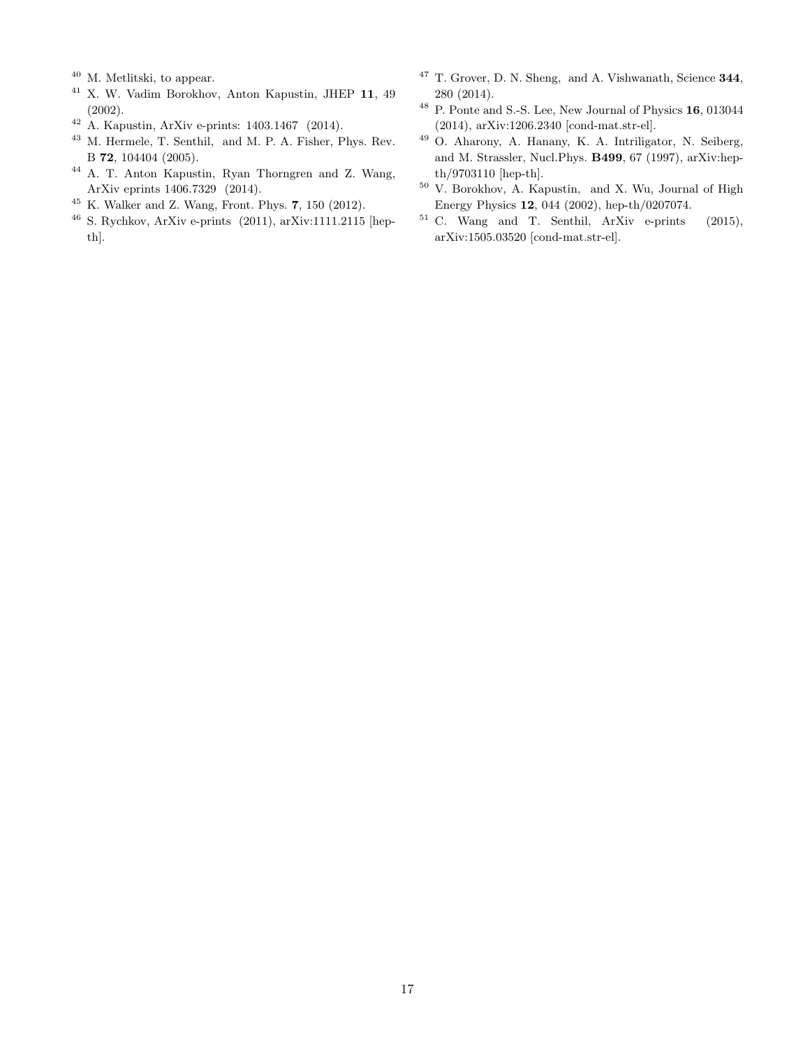[40] M. Metlitski, to appear.

[41] X. W. Vadim Borokhov, Anton Kapustin, JHEP **11**, 49 (2002).

[42] A. Kapustin, ArXiv e-prints: 1403.1467 (2014).

[43] M. Hermele, T. Senthil, and M. P. A. Fisher, Phys. Rev. B **72**, 104404 (2005).

[44] A. T. Anton Kapustin, Ryan Thorngren and Z. Wang, ArXiv eprints 1406.7329 (2014).

[45] K. Walker and Z. Wang, Front. Phys. **7**, 150 (2012).

[46] S. Rychkov, ArXiv e-prints (2011), arXiv:1111.2115 [hep-th].

[47] T. Grover, D. N. Sheng, and A. Vishwanath, Science **344**, 280 (2014).

[48] P. Ponte and S.-S. Lee, New Journal of Physics **16**, 013044 (2014), arXiv:1206.2340 [cond-mat.str-el].

[49] O. Aharony, A. Hanany, K. A. Intriligator, N. Seiberg, and M. Strassler, Nucl.Phys. **B499**, 67 (1997), arXiv:hep-th/9703110 [hep-th].

[50] V. Borokhov, A. Kapustin, and X. Wu, Journal of High Energy Physics **12**, 044 (2002), hep-th/0207074.

[51] C. Wang and T. Senthil, ArXiv e-prints (2015), arXiv:1505.03520 [cond-mat.str-el].